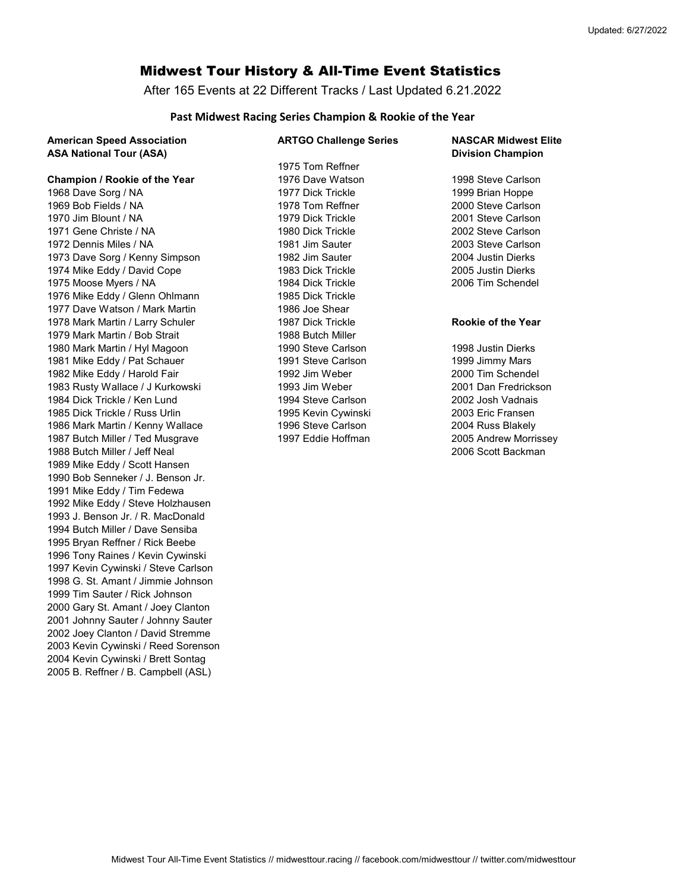Updated: 6/27/2022

# Midwest Tour History & All-Time Event Statistics

After 165 Events at 22 Different Tracks / Last Updated 6.21.2022

## Past Midwest Racing Series Champion & Rookie of the Year

### American Speed Association ASA National Tour (ASA)

**Champion / Rookie of the Year**

1968 Dave Sorg / NA
1969 Bob Fields / NA
1970 Jim Blount / NA
1971 Gene Christe / NA
1972 Dennis Miles / NA
1973 Dave Sorg / Kenny Simpson
1974 Mike Eddy / David Cope
1975 Moose Myers / NA
1976 Mike Eddy / Glenn Ohlmann
1977 Dave Watson / Mark Martin
1978 Mark Martin / Larry Schuler
1979 Mark Martin / Bob Strait
1980 Mark Martin / Hyl Magoon
1981 Mike Eddy / Pat Schauer
1982 Mike Eddy / Harold Fair
1983 Rusty Wallace / J Kurkowski
1984 Dick Trickle / Ken Lund
1985 Dick Trickle / Russ Urlin
1986 Mark Martin / Kenny Wallace
1987 Butch Miller / Ted Musgrave
1988 Butch Miller / Jeff Neal
1989 Mike Eddy / Scott Hansen
1990 Bob Senneker / J. Benson Jr.
1991 Mike Eddy / Tim Fedewa
1992 Mike Eddy / Steve Holzhausen
1993 J. Benson Jr. / R. MacDonald
1994 Butch Miller / Dave Sensiba
1995 Bryan Reffner / Rick Beebe
1996 Tony Raines / Kevin Cywinski
1997 Kevin Cywinski / Steve Carlson
1998 G. St. Amant / Jimmie Johnson
1999 Tim Sauter / Rick Johnson
2000 Gary St. Amant / Joey Clanton
2001 Johnny Sauter / Johnny Sauter
2002 Joey Clanton / David Stremme
2003 Kevin Cywinski / Reed Sorenson
2004 Kevin Cywinski / Brett Sontag
2005 B. Reffner / B. Campbell (ASL)

### ARTGO Challenge Series

1975 Tom Reffner
1976 Dave Watson
1977 Dick Trickle
1978 Tom Reffner
1979 Dick Trickle
1980 Dick Trickle
1981 Jim Sauter
1982 Jim Sauter
1983 Dick Trickle
1984 Dick Trickle
1985 Dick Trickle
1986 Joe Shear
1987 Dick Trickle
1988 Butch Miller
1990 Steve Carlson
1991 Steve Carlson
1992 Jim Weber
1993 Jim Weber
1994 Steve Carlson
1995 Kevin Cywinski
1996 Steve Carlson
1997 Eddie Hoffman

### NASCAR Midwest Elite Division Champion

1998 Steve Carlson
1999 Brian Hoppe
2000 Steve Carlson
2001 Steve Carlson
2002 Steve Carlson
2003 Steve Carlson
2004 Justin Dierks
2005 Justin Dierks
2006 Tim Schendel

**Rookie of the Year**

1998 Justin Dierks
1999 Jimmy Mars
2000 Tim Schendel
2001 Dan Fredrickson
2002 Josh Vadnais
2003 Eric Fransen
2004 Russ Blakely
2005 Andrew Morrissey
2006 Scott Backman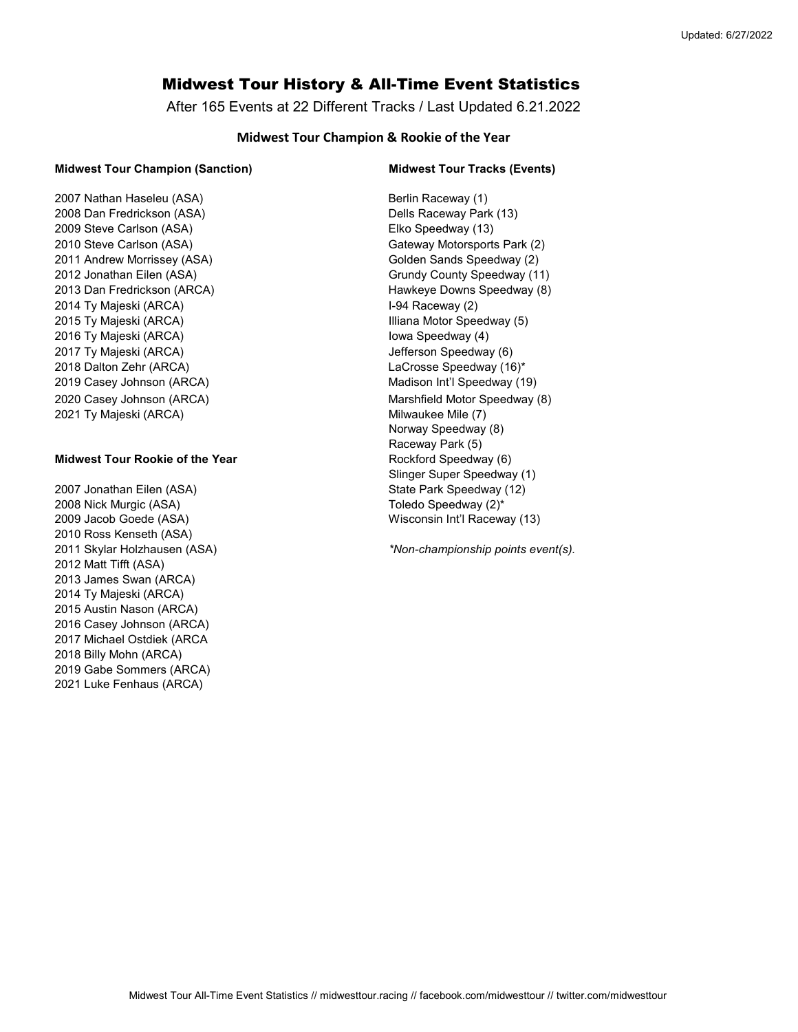# Midwest Tour History & All-Time Event Statistics

After 165 Events at 22 Different Tracks / Last Updated 6.21.2022

## Midwest Tour Champion & Rookie of the Year

### Midwest Tour Champion (Sanction)

2007 Nathan Haseleu (ASA)
2008 Dan Fredrickson (ASA)
2009 Steve Carlson (ASA)
2010 Steve Carlson (ASA)
2011 Andrew Morrissey (ASA)
2012 Jonathan Eilen (ASA)
2013 Dan Fredrickson (ARCA)
2014 Ty Majeski (ARCA)
2015 Ty Majeski (ARCA)
2016 Ty Majeski (ARCA)
2017 Ty Majeski (ARCA)
2018 Dalton Zehr (ARCA)
2019 Casey Johnson (ARCA)
2020 Casey Johnson (ARCA)
2021 Ty Majeski (ARCA)

### Midwest Tour Rookie of the Year

2007 Jonathan Eilen (ASA)
2008 Nick Murgic (ASA)
2009 Jacob Goede (ASA)
2010 Ross Kenseth (ASA)
2011 Skylar Holzhausen (ASA)
2012 Matt Tifft (ASA)
2013 James Swan (ARCA)
2014 Ty Majeski (ARCA)
2015 Austin Nason (ARCA)
2016 Casey Johnson (ARCA)
2017 Michael Ostdiek (ARCA
2018 Billy Mohn (ARCA)
2019 Gabe Sommers (ARCA)
2021 Luke Fenhaus (ARCA)

### Midwest Tour Tracks (Events)

Berlin Raceway (1)
Dells Raceway Park (13)
Elko Speedway (13)
Gateway Motorsports Park (2)
Golden Sands Speedway (2)
Grundy County Speedway (11)
Hawkeye Downs Speedway (8)
I-94 Raceway (2)
Illiana Motor Speedway (5)
Iowa Speedway (4)
Jefferson Speedway (6)
LaCrosse Speedway (16)*
Madison Int'l Speedway (19)
Marshfield Motor Speedway (8)
Milwaukee Mile (7)
Norway Speedway (8)
Raceway Park (5)
Rockford Speedway (6)
Slinger Super Speedway (1)
State Park Speedway (12)
Toledo Speedway (2)*
Wisconsin Int'l Raceway (13)

*\*Non-championship points event(s).*

Midwest Tour All-Time Event Statistics // midwesttour.racing // facebook.com/midwesttour // twitter.com/midwesttour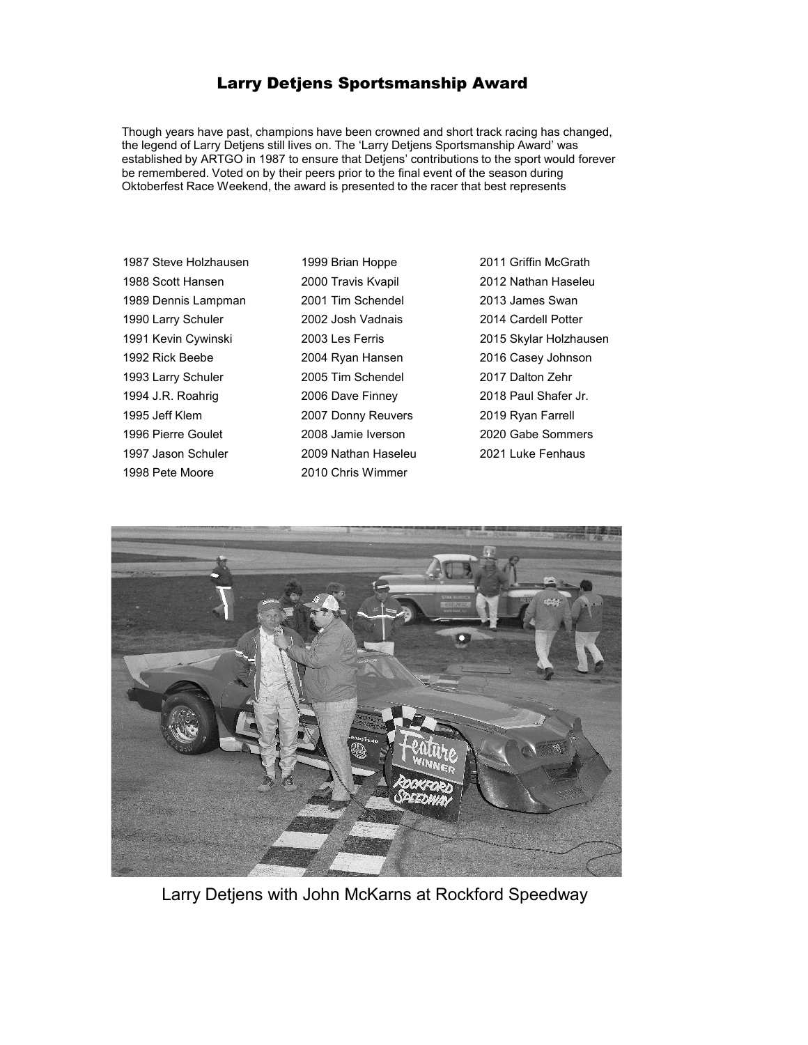# Larry Detjens Sportsmanship Award

Though years have past, champions have been crowned and short track racing has changed, the legend of Larry Detjens still lives on. The 'Larry Detjens Sportsmanship Award' was established by ARTGO in 1987 to ensure that Detjens' contributions to the sport would forever be remembered. Voted on by their peers prior to the final event of the season during Oktoberfest Race Weekend, the award is presented to the racer that best represents

1987 Steve Holzhausen
1988 Scott Hansen
1989 Dennis Lampman
1990 Larry Schuler
1991 Kevin Cywinski
1992 Rick Beebe
1993 Larry Schuler
1994 J.R. Roahrig
1995 Jeff Klem
1996 Pierre Goulet
1997 Jason Schuler
1998 Pete Moore
1999 Brian Hoppe
2000 Travis Kvapil
2001 Tim Schendel
2002 Josh Vadnais
2003 Les Ferris
2004 Ryan Hansen
2005 Tim Schendel
2006 Dave Finney
2007 Donny Reuvers
2008 Jamie Iverson
2009 Nathan Haseleu
2010 Chris Wimmer
2011 Griffin McGrath
2012 Nathan Haseleu
2013 James Swan
2014 Cardell Potter
2015 Skylar Holzhausen
2016 Casey Johnson
2017 Dalton Zehr
2018 Paul Shafer Jr.
2019 Ryan Farrell
2020 Gabe Sommers
2021 Luke Fenhaus

Larry Detjens with John McKarns at Rockford Speedway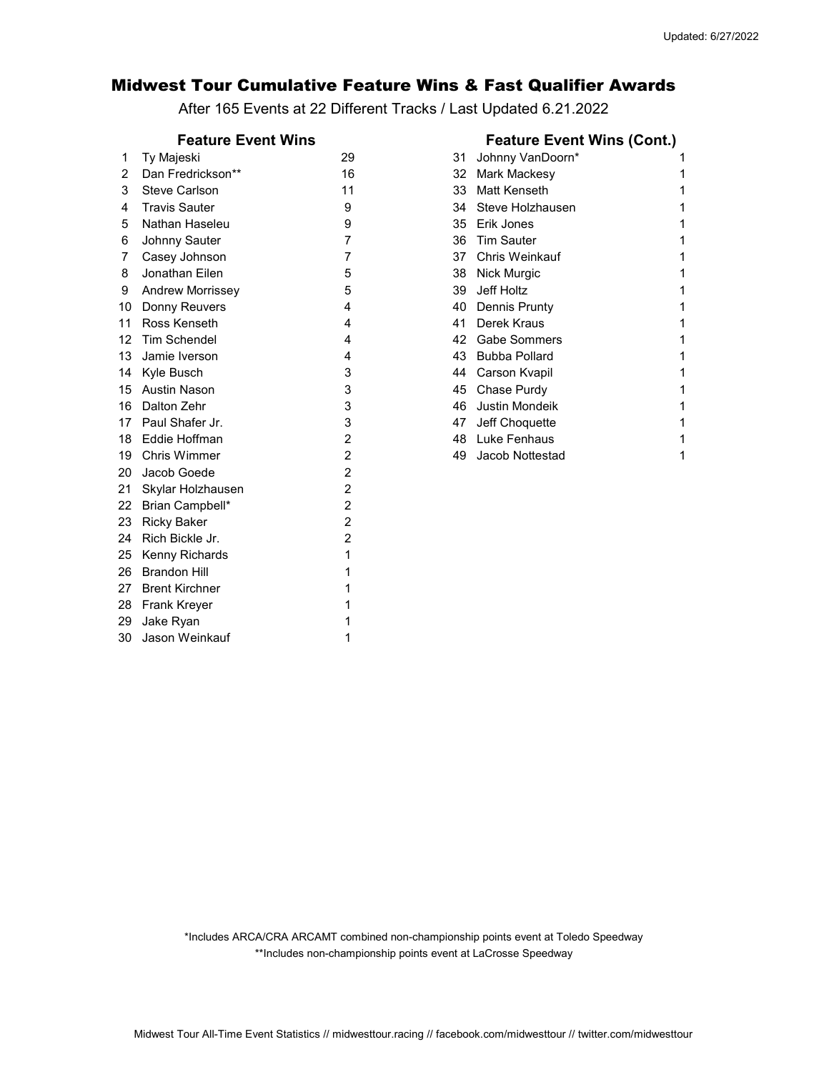## Midwest Tour Cumulative Feature Wins & Fast Qualifier Awards

After 165 Events at 22 Different Tracks / Last Updated 6.21.2022

### Feature Event Wins

| | Driver | Wins |
|---|---|---|
| 1 | Ty Majeski | 29 |
| 2 | Dan Fredrickson** | 16 |
| 3 | Steve Carlson | 11 |
| 4 | Travis Sauter | 9 |
| 5 | Nathan Haseleu | 9 |
| 6 | Johnny Sauter | 7 |
| 7 | Casey Johnson | 7 |
| 8 | Jonathan Eilen | 5 |
| 9 | Andrew Morrissey | 5 |
| 10 | Donny Reuvers | 4 |
| 11 | Ross Kenseth | 4 |
| 12 | Tim Schendel | 4 |
| 13 | Jamie Iverson | 4 |
| 14 | Kyle Busch | 3 |
| 15 | Austin Nason | 3 |
| 16 | Dalton Zehr | 3 |
| 17 | Paul Shafer Jr. | 3 |
| 18 | Eddie Hoffman | 2 |
| 19 | Chris Wimmer | 2 |
| 20 | Jacob Goede | 2 |
| 21 | Skylar Holzhausen | 2 |
| 22 | Brian Campbell* | 2 |
| 23 | Ricky Baker | 2 |
| 24 | Rich Bickle Jr. | 2 |
| 25 | Kenny Richards | 1 |
| 26 | Brandon Hill | 1 |
| 27 | Brent Kirchner | 1 |
| 28 | Frank Kreyer | 1 |
| 29 | Jake Ryan | 1 |
| 30 | Jason Weinkauf | 1 |

### Feature Event Wins (Cont.)

| | Driver | Wins |
|---|---|---|
| 31 | Johnny VanDoorn* | 1 |
| 32 | Mark Mackesy | 1 |
| 33 | Matt Kenseth | 1 |
| 34 | Steve Holzhausen | 1 |
| 35 | Erik Jones | 1 |
| 36 | Tim Sauter | 1 |
| 37 | Chris Weinkauf | 1 |
| 38 | Nick Murgic | 1 |
| 39 | Jeff Holtz | 1 |
| 40 | Dennis Prunty | 1 |
| 41 | Derek Kraus | 1 |
| 42 | Gabe Sommers | 1 |
| 43 | Bubba Pollard | 1 |
| 44 | Carson Kvapil | 1 |
| 45 | Chase Purdy | 1 |
| 46 | Justin Mondeik | 1 |
| 47 | Jeff Choquette | 1 |
| 48 | Luke Fenhaus | 1 |
| 49 | Jacob Nottestad | 1 |

*Includes ARCA/CRA ARCAMT combined non-championship points event at Toledo Speedway

**Includes non-championship points event at LaCrosse Speedway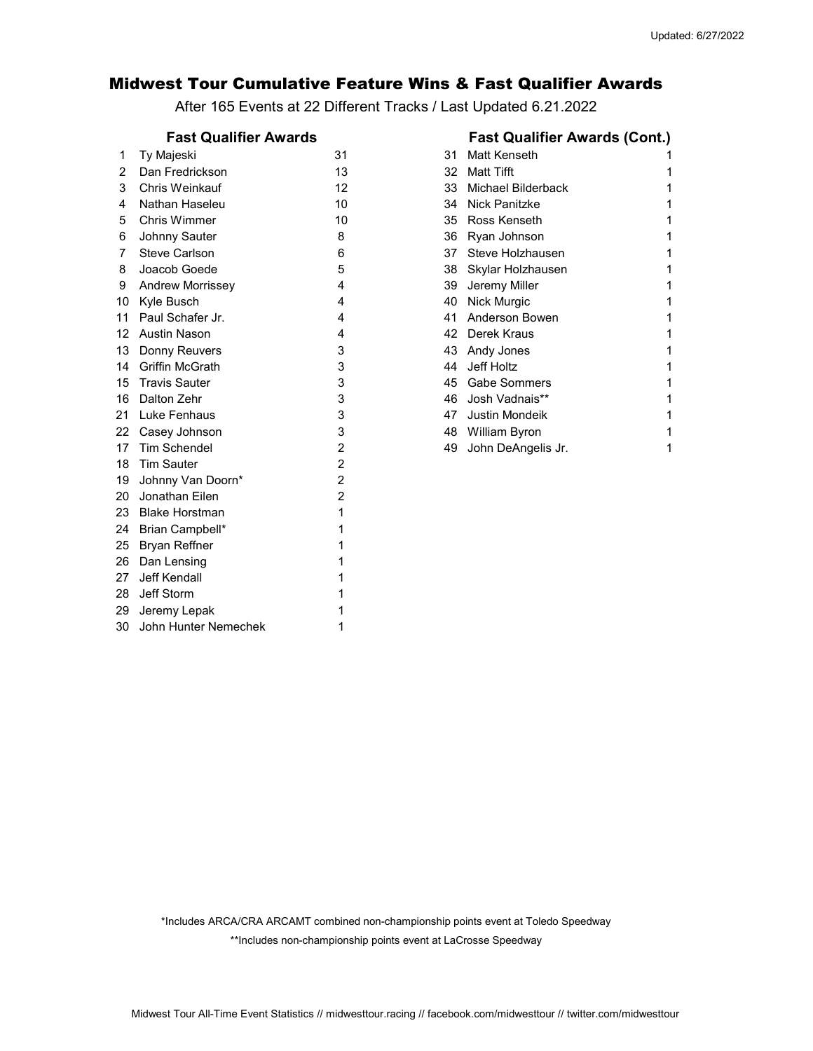# Midwest Tour Cumulative Feature Wins & Fast Qualifier Awards

After 165 Events at 22 Different Tracks / Last Updated 6.21.2022

## Fast Qualifier Awards

| # | Driver | Awards |
|---|---|---|
| 1 | Ty Majeski | 31 |
| 2 | Dan Fredrickson | 13 |
| 3 | Chris Weinkauf | 12 |
| 4 | Nathan Haseleu | 10 |
| 5 | Chris Wimmer | 10 |
| 6 | Johnny Sauter | 8 |
| 7 | Steve Carlson | 6 |
| 8 | Joacob Goede | 5 |
| 9 | Andrew Morrissey | 4 |
| 10 | Kyle Busch | 4 |
| 11 | Paul Schafer Jr. | 4 |
| 12 | Austin Nason | 4 |
| 13 | Donny Reuvers | 3 |
| 14 | Griffin McGrath | 3 |
| 15 | Travis Sauter | 3 |
| 16 | Dalton Zehr | 3 |
| 21 | Luke Fenhaus | 3 |
| 22 | Casey Johnson | 3 |
| 17 | Tim Schendel | 2 |
| 18 | Tim Sauter | 2 |
| 19 | Johnny Van Doorn* | 2 |
| 20 | Jonathan Eilen | 2 |
| 23 | Blake Horstman | 1 |
| 24 | Brian Campbell* | 1 |
| 25 | Bryan Reffner | 1 |
| 26 | Dan Lensing | 1 |
| 27 | Jeff Kendall | 1 |
| 28 | Jeff Storm | 1 |
| 29 | Jeremy Lepak | 1 |
| 30 | John Hunter Nemechek | 1 |

## Fast Qualifier Awards (Cont.)

| # | Driver | Awards |
|---|---|---|
| 31 | Matt Kenseth | 1 |
| 32 | Matt Tifft | 1 |
| 33 | Michael Bilderback | 1 |
| 34 | Nick Panitzke | 1 |
| 35 | Ross Kenseth | 1 |
| 36 | Ryan Johnson | 1 |
| 37 | Steve Holzhausen | 1 |
| 38 | Skylar Holzhausen | 1 |
| 39 | Jeremy Miller | 1 |
| 40 | Nick Murgic | 1 |
| 41 | Anderson Bowen | 1 |
| 42 | Derek Kraus | 1 |
| 43 | Andy Jones | 1 |
| 44 | Jeff Holtz | 1 |
| 45 | Gabe Sommers | 1 |
| 46 | Josh Vadnais** | 1 |
| 47 | Justin Mondeik | 1 |
| 48 | William Byron | 1 |
| 49 | John DeAngelis Jr. | 1 |

*Includes ARCA/CRA ARCAMT combined non-championship points event at Toledo Speedway

**Includes non-championship points event at LaCrosse Speedway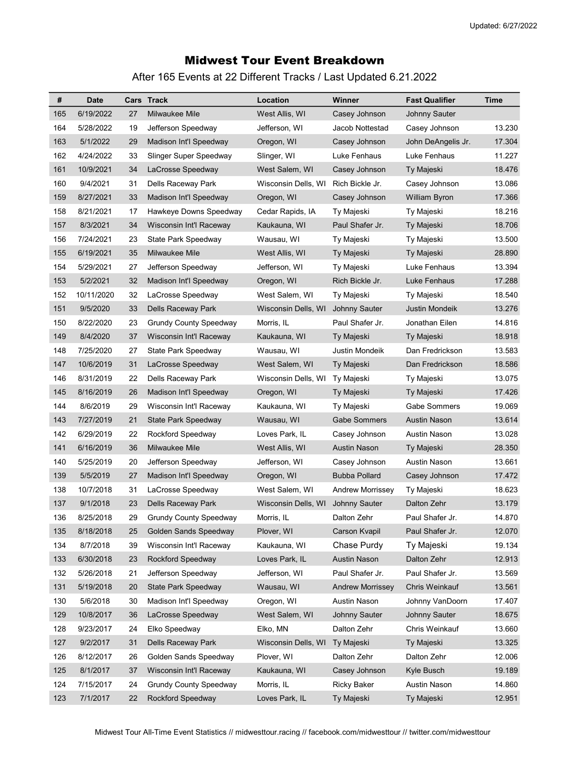Updated: 6/27/2022

# Midwest Tour Event Breakdown

After 165 Events at 22 Different Tracks / Last Updated 6.21.2022

| # | Date | Cars | Track | Location | Winner | Fast Qualifier | Time |
|---|---|---|---|---|---|---|---|
| 165 | 6/19/2022 | 27 | Milwaukee Mile | West Allis, WI | Casey Johnson | Johnny Sauter | |
| 164 | 5/28/2022 | 19 | Jefferson Speedway | Jefferson, WI | Jacob Nottestad | Casey Johnson | 13.230 |
| 163 | 5/1/2022 | 29 | Madison Int'l Speedway | Oregon, WI | Casey Johnson | John DeAngelis Jr. | 17.304 |
| 162 | 4/24/2022 | 33 | Slinger Super Speedway | Slinger, WI | Luke Fenhaus | Luke Fenhaus | 11.227 |
| 161 | 10/9/2021 | 34 | LaCrosse Speedway | West Salem, WI | Casey Johnson | Ty Majeski | 18.476 |
| 160 | 9/4/2021 | 31 | Dells Raceway Park | Wisconsin Dells, WI | Rich Bickle Jr. | Casey Johnson | 13.086 |
| 159 | 8/27/2021 | 33 | Madison Int'l Speedway | Oregon, WI | Casey Johnson | William Byron | 17.366 |
| 158 | 8/21/2021 | 17 | Hawkeye Downs Speedway | Cedar Rapids, IA | Ty Majeski | Ty Majeski | 18.216 |
| 157 | 8/3/2021 | 34 | Wisconsin Int'l Raceway | Kaukauna, WI | Paul Shafer Jr. | Ty Majeski | 18.706 |
| 156 | 7/24/2021 | 23 | State Park Speedway | Wausau, WI | Ty Majeski | Ty Majeski | 13.500 |
| 155 | 6/19/2021 | 35 | Milwaukee Mile | West Allis, WI | Ty Majeski | Ty Majeski | 28.890 |
| 154 | 5/29/2021 | 27 | Jefferson Speedway | Jefferson, WI | Ty Majeski | Luke Fenhaus | 13.394 |
| 153 | 5/2/2021 | 32 | Madison Int'l Speedway | Oregon, WI | Rich Bickle Jr. | Luke Fenhaus | 17.288 |
| 152 | 10/11/2020 | 32 | LaCrosse Speedway | West Salem, WI | Ty Majeski | Ty Majeski | 18.540 |
| 151 | 9/5/2020 | 33 | Dells Raceway Park | Wisconsin Dells, WI | Johnny Sauter | Justin Mondeik | 13.276 |
| 150 | 8/22/2020 | 23 | Grundy County Speedway | Morris, IL | Paul Shafer Jr. | Jonathan Eilen | 14.816 |
| 149 | 8/4/2020 | 37 | Wisconsin Int'l Raceway | Kaukauna, WI | Ty Majeski | Ty Majeski | 18.918 |
| 148 | 7/25/2020 | 27 | State Park Speedway | Wausau, WI | Justin Mondeik | Dan Fredrickson | 13.583 |
| 147 | 10/6/2019 | 31 | LaCrosse Speedway | West Salem, WI | Ty Majeski | Dan Fredrickson | 18.586 |
| 146 | 8/31/2019 | 22 | Dells Raceway Park | Wisconsin Dells, WI | Ty Majeski | Ty Majeski | 13.075 |
| 145 | 8/16/2019 | 26 | Madison Int'l Speedway | Oregon, WI | Ty Majeski | Ty Majeski | 17.426 |
| 144 | 8/6/2019 | 29 | Wisconsin Int'l Raceway | Kaukauna, WI | Ty Majeski | Gabe Sommers | 19.069 |
| 143 | 7/27/2019 | 21 | State Park Speedway | Wausau, WI | Gabe Sommers | Austin Nason | 13.614 |
| 142 | 6/29/2019 | 22 | Rockford Speedway | Loves Park, IL | Casey Johnson | Austin Nason | 13.028 |
| 141 | 6/16/2019 | 36 | Milwaukee Mile | West Allis, WI | Austin Nason | Ty Majeski | 28.350 |
| 140 | 5/25/2019 | 20 | Jefferson Speedway | Jefferson, WI | Casey Johnson | Austin Nason | 13.661 |
| 139 | 5/5/2019 | 27 | Madison Int'l Speedway | Oregon, WI | Bubba Pollard | Casey Johnson | 17.472 |
| 138 | 10/7/2018 | 31 | LaCrosse Speedway | West Salem, WI | Andrew Morrissey | Ty Majeski | 18.623 |
| 137 | 9/1/2018 | 23 | Dells Raceway Park | Wisconsin Dells, WI | Johnny Sauter | Dalton Zehr | 13.179 |
| 136 | 8/25/2018 | 29 | Grundy County Speedway | Morris, IL | Dalton Zehr | Paul Shafer Jr. | 14.870 |
| 135 | 8/18/2018 | 25 | Golden Sands Speedway | Plover, WI | Carson Kvapil | Paul Shafer Jr. | 12.070 |
| 134 | 8/7/2018 | 39 | Wisconsin Int'l Raceway | Kaukauna, WI | Chase Purdy | Ty Majeski | 19.134 |
| 133 | 6/30/2018 | 23 | Rockford Speedway | Loves Park, IL | Austin Nason | Dalton Zehr | 12.913 |
| 132 | 5/26/2018 | 21 | Jefferson Speedway | Jefferson, WI | Paul Shafer Jr. | Paul Shafer Jr. | 13.569 |
| 131 | 5/19/2018 | 20 | State Park Speedway | Wausau, WI | Andrew Morrissey | Chris Weinkauf | 13.561 |
| 130 | 5/6/2018 | 30 | Madison Int'l Speedway | Oregon, WI | Austin Nason | Johnny VanDoorn | 17.407 |
| 129 | 10/8/2017 | 36 | LaCrosse Speedway | West Salem, WI | Johnny Sauter | Johnny Sauter | 18.675 |
| 128 | 9/23/2017 | 24 | Elko Speedway | Elko, MN | Dalton Zehr | Chris Weinkauf | 13.660 |
| 127 | 9/2/2017 | 31 | Dells Raceway Park | Wisconsin Dells, WI | Ty Majeski | Ty Majeski | 13.325 |
| 126 | 8/12/2017 | 26 | Golden Sands Speedway | Plover, WI | Dalton Zehr | Dalton Zehr | 12.006 |
| 125 | 8/1/2017 | 37 | Wisconsin Int'l Raceway | Kaukauna, WI | Casey Johnson | Kyle Busch | 19.189 |
| 124 | 7/15/2017 | 24 | Grundy County Speedway | Morris, IL | Ricky Baker | Austin Nason | 14.860 |
| 123 | 7/1/2017 | 22 | Rockford Speedway | Loves Park, IL | Ty Majeski | Ty Majeski | 12.951 |

Midwest Tour All-Time Event Statistics // midwesttour.racing // facebook.com/midwesttour // twitter.com/midwesttour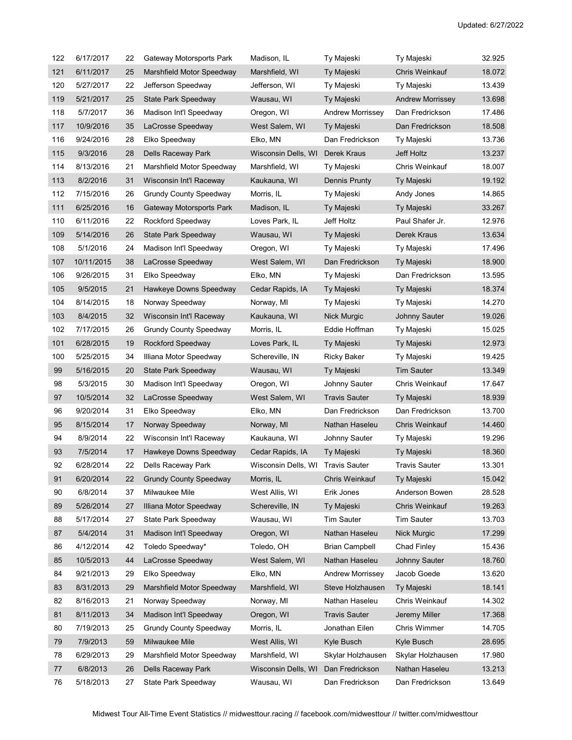| | | | | | | | |
|---|---|---|---|---|---|---|---|
| 122 | 6/17/2017 | 22 | Gateway Motorsports Park | Madison, IL | Ty Majeski | Ty Majeski | 32.925 |
| 121 | 6/11/2017 | 25 | Marshfield Motor Speedway | Marshfield, WI | Ty Majeski | Chris Weinkauf | 18.072 |
| 120 | 5/27/2017 | 22 | Jefferson Speedway | Jefferson, WI | Ty Majeski | Ty Majeski | 13.439 |
| 119 | 5/21/2017 | 25 | State Park Speedway | Wausau, WI | Ty Majeski | Andrew Morrissey | 13.698 |
| 118 | 5/7/2017 | 36 | Madison Int'l Speedway | Oregon, WI | Andrew Morrissey | Dan Fredrickson | 17.486 |
| 117 | 10/9/2016 | 35 | LaCrosse Speedway | West Salem, WI | Ty Majeski | Dan Fredrickson | 18.508 |
| 116 | 9/24/2016 | 28 | Elko Speedway | Elko, MN | Dan Fredrickson | Ty Majeski | 13.736 |
| 115 | 9/3/2016 | 28 | Dells Raceway Park | Wisconsin Dells, WI | Derek Kraus | Jeff Holtz | 13.237 |
| 114 | 8/13/2016 | 21 | Marshfield Motor Speedway | Marshfield, WI | Ty Majeski | Chris Weinkauf | 18.007 |
| 113 | 8/2/2016 | 31 | Wisconsin Int'l Raceway | Kaukauna, WI | Dennis Prunty | Ty Majeski | 19.192 |
| 112 | 7/15/2016 | 26 | Grundy County Speedway | Morris, IL | Ty Majeski | Andy Jones | 14.865 |
| 111 | 6/25/2016 | 16 | Gateway Motorsports Park | Madison, IL | Ty Majeski | Ty Majeski | 33.267 |
| 110 | 6/11/2016 | 22 | Rockford Speedway | Loves Park, IL | Jeff Holtz | Paul Shafer Jr. | 12.976 |
| 109 | 5/14/2016 | 26 | State Park Speedway | Wausau, WI | Ty Majeski | Derek Kraus | 13.634 |
| 108 | 5/1/2016 | 24 | Madison Int'l Speedway | Oregon, WI | Ty Majeski | Ty Majeski | 17.496 |
| 107 | 10/11/2015 | 38 | LaCrosse Speedway | West Salem, WI | Dan Fredrickson | Ty Majeski | 18.900 |
| 106 | 9/26/2015 | 31 | Elko Speedway | Elko, MN | Ty Majeski | Dan Fredrickson | 13.595 |
| 105 | 9/5/2015 | 21 | Hawkeye Downs Speedway | Cedar Rapids, IA | Ty Majeski | Ty Majeski | 18.374 |
| 104 | 8/14/2015 | 18 | Norway Speedway | Norway, MI | Ty Majeski | Ty Majeski | 14.270 |
| 103 | 8/4/2015 | 32 | Wisconsin Int'l Raceway | Kaukauna, WI | Nick Murgic | Johnny Sauter | 19.026 |
| 102 | 7/17/2015 | 26 | Grundy County Speedway | Morris, IL | Eddie Hoffman | Ty Majeski | 15.025 |
| 101 | 6/28/2015 | 19 | Rockford Speedway | Loves Park, IL | Ty Majeski | Ty Majeski | 12.973 |
| 100 | 5/25/2015 | 34 | Illiana Motor Speedway | Schereville, IN | Ricky Baker | Ty Majeski | 19.425 |
| 99 | 5/16/2015 | 20 | State Park Speedway | Wausau, WI | Ty Majeski | Tim Sauter | 13.349 |
| 98 | 5/3/2015 | 30 | Madison Int'l Speedway | Oregon, WI | Johnny Sauter | Chris Weinkauf | 17.647 |
| 97 | 10/5/2014 | 32 | LaCrosse Speedway | West Salem, WI | Travis Sauter | Ty Majeski | 18.939 |
| 96 | 9/20/2014 | 31 | Elko Speedway | Elko, MN | Dan Fredrickson | Dan Fredrickson | 13.700 |
| 95 | 8/15/2014 | 17 | Norway Speedway | Norway, MI | Nathan Haseleu | Chris Weinkauf | 14.460 |
| 94 | 8/9/2014 | 22 | Wisconsin Int'l Raceway | Kaukauna, WI | Johnny Sauter | Ty Majeski | 19.296 |
| 93 | 7/5/2014 | 17 | Hawkeye Downs Speedway | Cedar Rapids, IA | Ty Majeski | Ty Majeski | 18.360 |
| 92 | 6/28/2014 | 22 | Dells Raceway Park | Wisconsin Dells, WI | Travis Sauter | Travis Sauter | 13.301 |
| 91 | 6/20/2014 | 22 | Grundy County Speedway | Morris, IL | Chris Weinkauf | Ty Majeski | 15.042 |
| 90 | 6/8/2014 | 37 | Milwaukee Mile | West Allis, WI | Erik Jones | Anderson Bowen | 28.528 |
| 89 | 5/26/2014 | 27 | Illiana Motor Speedway | Schereville, IN | Ty Majeski | Chris Weinkauf | 19.263 |
| 88 | 5/17/2014 | 27 | State Park Speedway | Wausau, WI | Tim Sauter | Tim Sauter | 13.703 |
| 87 | 5/4/2014 | 31 | Madison Int'l Speedway | Oregon, WI | Nathan Haseleu | Nick Murgic | 17.299 |
| 86 | 4/12/2014 | 42 | Toledo Speedway* | Toledo, OH | Brian Campbell | Chad Finley | 15.436 |
| 85 | 10/5/2013 | 44 | LaCrosse Speedway | West Salem, WI | Nathan Haseleu | Johnny Sauter | 18.760 |
| 84 | 9/21/2013 | 29 | Elko Speedway | Elko, MN | Andrew Morrissey | Jacob Goede | 13.620 |
| 83 | 8/31/2013 | 29 | Marshfield Motor Speedway | Marshfield, WI | Steve Holzhausen | Ty Majeski | 18.141 |
| 82 | 8/16/2013 | 21 | Norway Speedway | Norway, MI | Nathan Haseleu | Chris Weinkauf | 14.302 |
| 81 | 8/11/2013 | 34 | Madison Int'l Speedway | Oregon, WI | Travis Sauter | Jeremy Miller | 17.368 |
| 80 | 7/19/2013 | 25 | Grundy County Speedway | Morris, IL | Jonathan Eilen | Chris Wimmer | 14.705 |
| 79 | 7/9/2013 | 59 | Milwaukee Mile | West Allis, WI | Kyle Busch | Kyle Busch | 28.695 |
| 78 | 6/29/2013 | 29 | Marshfield Motor Speedway | Marshfield, WI | Skylar Holzhausen | Skylar Holzhausen | 17.980 |
| 77 | 6/8/2013 | 26 | Dells Raceway Park | Wisconsin Dells, WI | Dan Fredrickson | Nathan Haseleu | 13.213 |
| 76 | 5/18/2013 | 27 | State Park Speedway | Wausau, WI | Dan Fredrickson | Dan Fredrickson | 13.649 |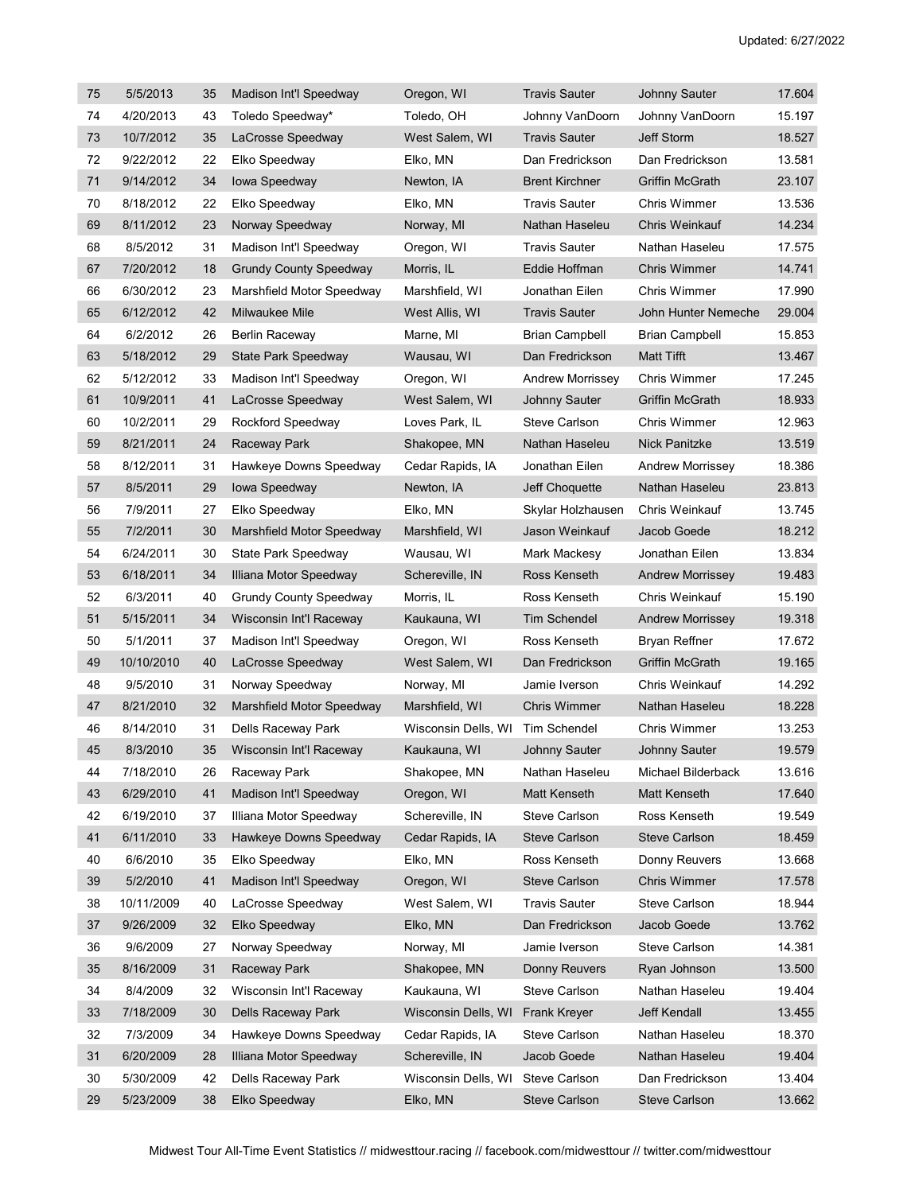| | | | | | | | |
|---|---|---|---|---|---|---|---|
| 75 | 5/5/2013 | 35 | Madison Int'l Speedway | Oregon, WI | Travis Sauter | Johnny Sauter | 17.604 |
| 74 | 4/20/2013 | 43 | Toledo Speedway* | Toledo, OH | Johnny VanDoorn | Johnny VanDoorn | 15.197 |
| 73 | 10/7/2012 | 35 | LaCrosse Speedway | West Salem, WI | Travis Sauter | Jeff Storm | 18.527 |
| 72 | 9/22/2012 | 22 | Elko Speedway | Elko, MN | Dan Fredrickson | Dan Fredrickson | 13.581 |
| 71 | 9/14/2012 | 34 | Iowa Speedway | Newton, IA | Brent Kirchner | Griffin McGrath | 23.107 |
| 70 | 8/18/2012 | 22 | Elko Speedway | Elko, MN | Travis Sauter | Chris Wimmer | 13.536 |
| 69 | 8/11/2012 | 23 | Norway Speedway | Norway, MI | Nathan Haseleu | Chris Weinkauf | 14.234 |
| 68 | 8/5/2012 | 31 | Madison Int'l Speedway | Oregon, WI | Travis Sauter | Nathan Haseleu | 17.575 |
| 67 | 7/20/2012 | 18 | Grundy County Speedway | Morris, IL | Eddie Hoffman | Chris Wimmer | 14.741 |
| 66 | 6/30/2012 | 23 | Marshfield Motor Speedway | Marshfield, WI | Jonathan Eilen | Chris Wimmer | 17.990 |
| 65 | 6/12/2012 | 42 | Milwaukee Mile | West Allis, WI | Travis Sauter | John Hunter Nemeche | 29.004 |
| 64 | 6/2/2012 | 26 | Berlin Raceway | Marne, MI | Brian Campbell | Brian Campbell | 15.853 |
| 63 | 5/18/2012 | 29 | State Park Speedway | Wausau, WI | Dan Fredrickson | Matt Tifft | 13.467 |
| 62 | 5/12/2012 | 33 | Madison Int'l Speedway | Oregon, WI | Andrew Morrissey | Chris Wimmer | 17.245 |
| 61 | 10/9/2011 | 41 | LaCrosse Speedway | West Salem, WI | Johnny Sauter | Griffin McGrath | 18.933 |
| 60 | 10/2/2011 | 29 | Rockford Speedway | Loves Park, IL | Steve Carlson | Chris Wimmer | 12.963 |
| 59 | 8/21/2011 | 24 | Raceway Park | Shakopee, MN | Nathan Haseleu | Nick Panitzke | 13.519 |
| 58 | 8/12/2011 | 31 | Hawkeye Downs Speedway | Cedar Rapids, IA | Jonathan Eilen | Andrew Morrissey | 18.386 |
| 57 | 8/5/2011 | 29 | Iowa Speedway | Newton, IA | Jeff Choquette | Nathan Haseleu | 23.813 |
| 56 | 7/9/2011 | 27 | Elko Speedway | Elko, MN | Skylar Holzhausen | Chris Weinkauf | 13.745 |
| 55 | 7/2/2011 | 30 | Marshfield Motor Speedway | Marshfield, WI | Jason Weinkauf | Jacob Goede | 18.212 |
| 54 | 6/24/2011 | 30 | State Park Speedway | Wausau, WI | Mark Mackesy | Jonathan Eilen | 13.834 |
| 53 | 6/18/2011 | 34 | Illiana Motor Speedway | Schereville, IN | Ross Kenseth | Andrew Morrissey | 19.483 |
| 52 | 6/3/2011 | 40 | Grundy County Speedway | Morris, IL | Ross Kenseth | Chris Weinkauf | 15.190 |
| 51 | 5/15/2011 | 34 | Wisconsin Int'l Raceway | Kaukauna, WI | Tim Schendel | Andrew Morrissey | 19.318 |
| 50 | 5/1/2011 | 37 | Madison Int'l Speedway | Oregon, WI | Ross Kenseth | Bryan Reffner | 17.672 |
| 49 | 10/10/2010 | 40 | LaCrosse Speedway | West Salem, WI | Dan Fredrickson | Griffin McGrath | 19.165 |
| 48 | 9/5/2010 | 31 | Norway Speedway | Norway, MI | Jamie Iverson | Chris Weinkauf | 14.292 |
| 47 | 8/21/2010 | 32 | Marshfield Motor Speedway | Marshfield, WI | Chris Wimmer | Nathan Haseleu | 18.228 |
| 46 | 8/14/2010 | 31 | Dells Raceway Park | Wisconsin Dells, WI | Tim Schendel | Chris Wimmer | 13.253 |
| 45 | 8/3/2010 | 35 | Wisconsin Int'l Raceway | Kaukauna, WI | Johnny Sauter | Johnny Sauter | 19.579 |
| 44 | 7/18/2010 | 26 | Raceway Park | Shakopee, MN | Nathan Haseleu | Michael Bilderback | 13.616 |
| 43 | 6/29/2010 | 41 | Madison Int'l Speedway | Oregon, WI | Matt Kenseth | Matt Kenseth | 17.640 |
| 42 | 6/19/2010 | 37 | Illiana Motor Speedway | Schereville, IN | Steve Carlson | Ross Kenseth | 19.549 |
| 41 | 6/11/2010 | 33 | Hawkeye Downs Speedway | Cedar Rapids, IA | Steve Carlson | Steve Carlson | 18.459 |
| 40 | 6/6/2010 | 35 | Elko Speedway | Elko, MN | Ross Kenseth | Donny Reuvers | 13.668 |
| 39 | 5/2/2010 | 41 | Madison Int'l Speedway | Oregon, WI | Steve Carlson | Chris Wimmer | 17.578 |
| 38 | 10/11/2009 | 40 | LaCrosse Speedway | West Salem, WI | Travis Sauter | Steve Carlson | 18.944 |
| 37 | 9/26/2009 | 32 | Elko Speedway | Elko, MN | Dan Fredrickson | Jacob Goede | 13.762 |
| 36 | 9/6/2009 | 27 | Norway Speedway | Norway, MI | Jamie Iverson | Steve Carlson | 14.381 |
| 35 | 8/16/2009 | 31 | Raceway Park | Shakopee, MN | Donny Reuvers | Ryan Johnson | 13.500 |
| 34 | 8/4/2009 | 32 | Wisconsin Int'l Raceway | Kaukauna, WI | Steve Carlson | Nathan Haseleu | 19.404 |
| 33 | 7/18/2009 | 30 | Dells Raceway Park | Wisconsin Dells, WI | Frank Kreyer | Jeff Kendall | 13.455 |
| 32 | 7/3/2009 | 34 | Hawkeye Downs Speedway | Cedar Rapids, IA | Steve Carlson | Nathan Haseleu | 18.370 |
| 31 | 6/20/2009 | 28 | Illiana Motor Speedway | Schereville, IN | Jacob Goede | Nathan Haseleu | 19.404 |
| 30 | 5/30/2009 | 42 | Dells Raceway Park | Wisconsin Dells, WI | Steve Carlson | Dan Fredrickson | 13.404 |
| 29 | 5/23/2009 | 38 | Elko Speedway | Elko, MN | Steve Carlson | Steve Carlson | 13.662 |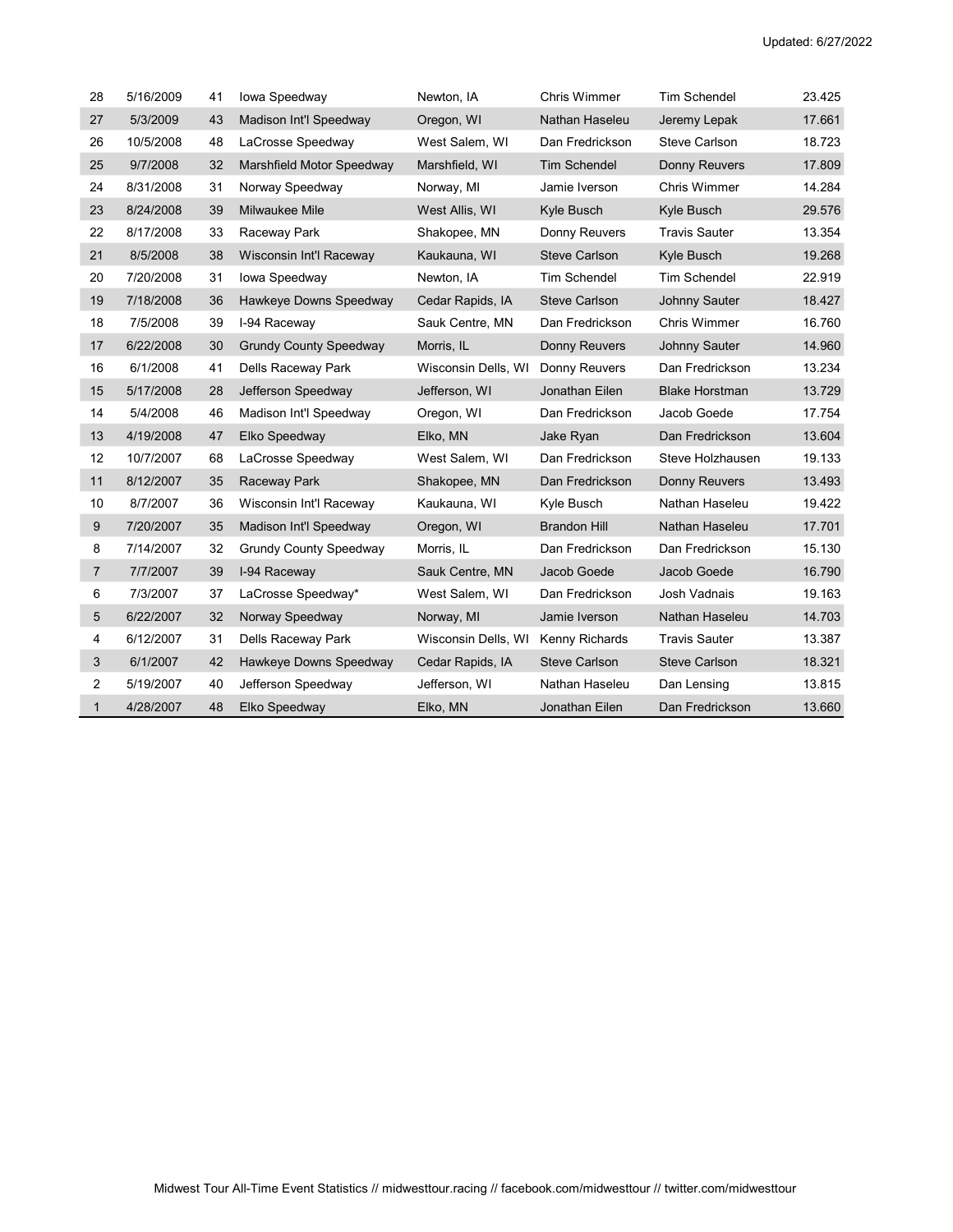| | | | | | | | |
|---|---|---|---|---|---|---|---|
| 28 | 5/16/2009 | 41 | Iowa Speedway | Newton, IA | Chris Wimmer | Tim Schendel | 23.425 |
| 27 | 5/3/2009 | 43 | Madison Int'l Speedway | Oregon, WI | Nathan Haseleu | Jeremy Lepak | 17.661 |
| 26 | 10/5/2008 | 48 | LaCrosse Speedway | West Salem, WI | Dan Fredrickson | Steve Carlson | 18.723 |
| 25 | 9/7/2008 | 32 | Marshfield Motor Speedway | Marshfield, WI | Tim Schendel | Donny Reuvers | 17.809 |
| 24 | 8/31/2008 | 31 | Norway Speedway | Norway, MI | Jamie Iverson | Chris Wimmer | 14.284 |
| 23 | 8/24/2008 | 39 | Milwaukee Mile | West Allis, WI | Kyle Busch | Kyle Busch | 29.576 |
| 22 | 8/17/2008 | 33 | Raceway Park | Shakopee, MN | Donny Reuvers | Travis Sauter | 13.354 |
| 21 | 8/5/2008 | 38 | Wisconsin Int'l Raceway | Kaukauna, WI | Steve Carlson | Kyle Busch | 19.268 |
| 20 | 7/20/2008 | 31 | Iowa Speedway | Newton, IA | Tim Schendel | Tim Schendel | 22.919 |
| 19 | 7/18/2008 | 36 | Hawkeye Downs Speedway | Cedar Rapids, IA | Steve Carlson | Johnny Sauter | 18.427 |
| 18 | 7/5/2008 | 39 | I-94 Raceway | Sauk Centre, MN | Dan Fredrickson | Chris Wimmer | 16.760 |
| 17 | 6/22/2008 | 30 | Grundy County Speedway | Morris, IL | Donny Reuvers | Johnny Sauter | 14.960 |
| 16 | 6/1/2008 | 41 | Dells Raceway Park | Wisconsin Dells, WI | Donny Reuvers | Dan Fredrickson | 13.234 |
| 15 | 5/17/2008 | 28 | Jefferson Speedway | Jefferson, WI | Jonathan Eilen | Blake Horstman | 13.729 |
| 14 | 5/4/2008 | 46 | Madison Int'l Speedway | Oregon, WI | Dan Fredrickson | Jacob Goede | 17.754 |
| 13 | 4/19/2008 | 47 | Elko Speedway | Elko, MN | Jake Ryan | Dan Fredrickson | 13.604 |
| 12 | 10/7/2007 | 68 | LaCrosse Speedway | West Salem, WI | Dan Fredrickson | Steve Holzhausen | 19.133 |
| 11 | 8/12/2007 | 35 | Raceway Park | Shakopee, MN | Dan Fredrickson | Donny Reuvers | 13.493 |
| 10 | 8/7/2007 | 36 | Wisconsin Int'l Raceway | Kaukauna, WI | Kyle Busch | Nathan Haseleu | 19.422 |
| 9 | 7/20/2007 | 35 | Madison Int'l Speedway | Oregon, WI | Brandon Hill | Nathan Haseleu | 17.701 |
| 8 | 7/14/2007 | 32 | Grundy County Speedway | Morris, IL | Dan Fredrickson | Dan Fredrickson | 15.130 |
| 7 | 7/7/2007 | 39 | I-94 Raceway | Sauk Centre, MN | Jacob Goede | Jacob Goede | 16.790 |
| 6 | 7/3/2007 | 37 | LaCrosse Speedway* | West Salem, WI | Dan Fredrickson | Josh Vadnais | 19.163 |
| 5 | 6/22/2007 | 32 | Norway Speedway | Norway, MI | Jamie Iverson | Nathan Haseleu | 14.703 |
| 4 | 6/12/2007 | 31 | Dells Raceway Park | Wisconsin Dells, WI | Kenny Richards | Travis Sauter | 13.387 |
| 3 | 6/1/2007 | 42 | Hawkeye Downs Speedway | Cedar Rapids, IA | Steve Carlson | Steve Carlson | 18.321 |
| 2 | 5/19/2007 | 40 | Jefferson Speedway | Jefferson, WI | Nathan Haseleu | Dan Lensing | 13.815 |
| 1 | 4/28/2007 | 48 | Elko Speedway | Elko, MN | Jonathan Eilen | Dan Fredrickson | 13.660 |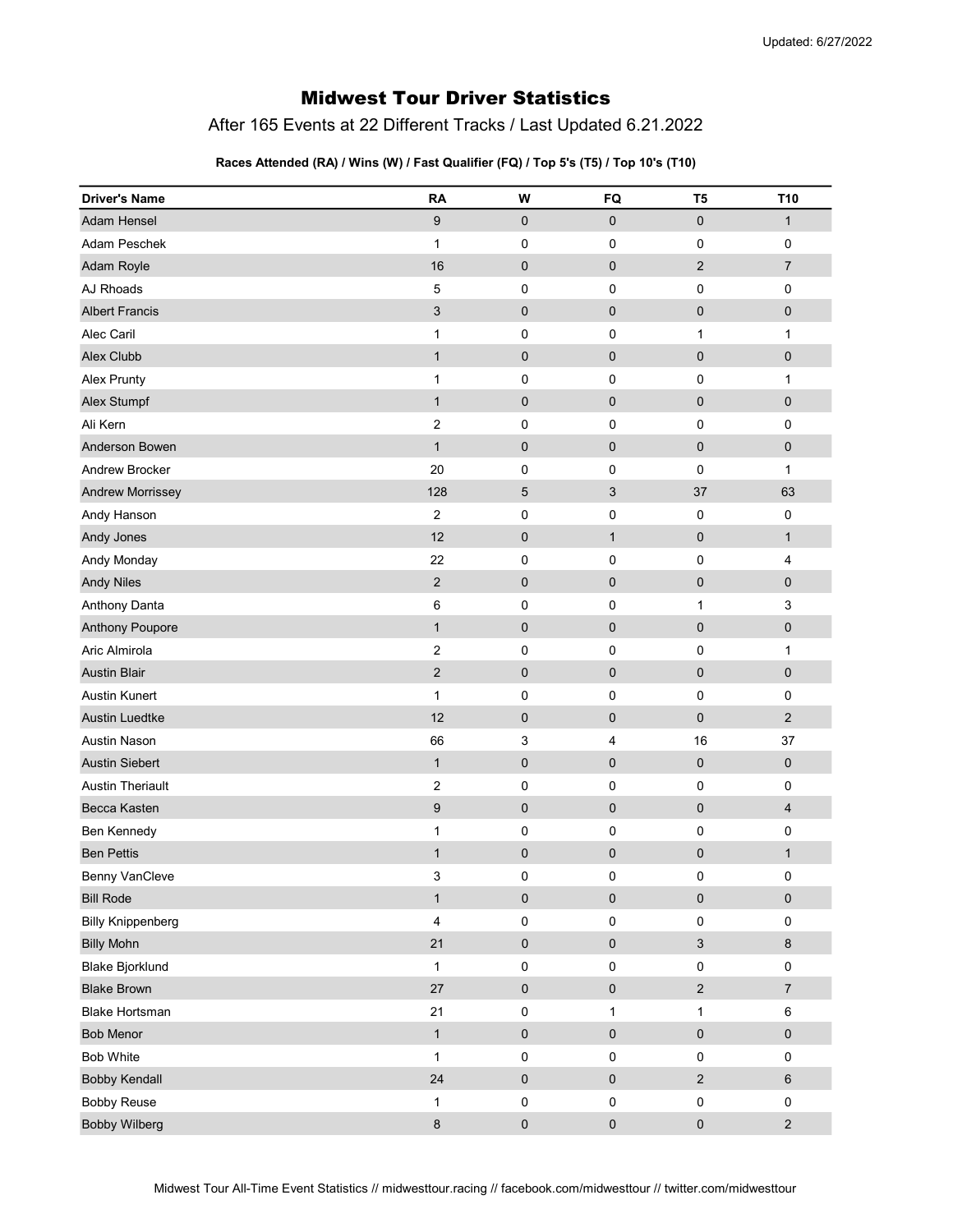# Midwest Tour Driver Statistics

## After 165 Events at 22 Different Tracks / Last Updated 6.21.2022

**Races Attended (RA) / Wins (W) / Fast Qualifier (FQ) / Top 5's (T5) / Top 10's (T10)**

| Driver's Name | RA | W | FQ | T5 | T10 |
|---|---|---|---|---|---|
| Adam Hensel | 9 | 0 | 0 | 0 | 1 |
| Adam Peschek | 1 | 0 | 0 | 0 | 0 |
| Adam Royle | 16 | 0 | 0 | 2 | 7 |
| AJ Rhoads | 5 | 0 | 0 | 0 | 0 |
| Albert Francis | 3 | 0 | 0 | 0 | 0 |
| Alec Caril | 1 | 0 | 0 | 1 | 1 |
| Alex Clubb | 1 | 0 | 0 | 0 | 0 |
| Alex Prunty | 1 | 0 | 0 | 0 | 1 |
| Alex Stumpf | 1 | 0 | 0 | 0 | 0 |
| Ali Kern | 2 | 0 | 0 | 0 | 0 |
| Anderson Bowen | 1 | 0 | 0 | 0 | 0 |
| Andrew Brocker | 20 | 0 | 0 | 0 | 1 |
| Andrew Morrissey | 128 | 5 | 3 | 37 | 63 |
| Andy Hanson | 2 | 0 | 0 | 0 | 0 |
| Andy Jones | 12 | 0 | 1 | 0 | 1 |
| Andy Monday | 22 | 0 | 0 | 0 | 4 |
| Andy Niles | 2 | 0 | 0 | 0 | 0 |
| Anthony Danta | 6 | 0 | 0 | 1 | 3 |
| Anthony Poupore | 1 | 0 | 0 | 0 | 0 |
| Aric Almirola | 2 | 0 | 0 | 0 | 1 |
| Austin Blair | 2 | 0 | 0 | 0 | 0 |
| Austin Kunert | 1 | 0 | 0 | 0 | 0 |
| Austin Luedtke | 12 | 0 | 0 | 0 | 2 |
| Austin Nason | 66 | 3 | 4 | 16 | 37 |
| Austin Siebert | 1 | 0 | 0 | 0 | 0 |
| Austin Theriault | 2 | 0 | 0 | 0 | 0 |
| Becca Kasten | 9 | 0 | 0 | 0 | 4 |
| Ben Kennedy | 1 | 0 | 0 | 0 | 0 |
| Ben Pettis | 1 | 0 | 0 | 0 | 1 |
| Benny VanCleve | 3 | 0 | 0 | 0 | 0 |
| Bill Rode | 1 | 0 | 0 | 0 | 0 |
| Billy Knippenberg | 4 | 0 | 0 | 0 | 0 |
| Billy Mohn | 21 | 0 | 0 | 3 | 8 |
| Blake Bjorklund | 1 | 0 | 0 | 0 | 0 |
| Blake Brown | 27 | 0 | 0 | 2 | 7 |
| Blake Hortsman | 21 | 0 | 1 | 1 | 6 |
| Bob Menor | 1 | 0 | 0 | 0 | 0 |
| Bob White | 1 | 0 | 0 | 0 | 0 |
| Bobby Kendall | 24 | 0 | 0 | 2 | 6 |
| Bobby Reuse | 1 | 0 | 0 | 0 | 0 |
| Bobby Wilberg | 8 | 0 | 0 | 0 | 2 |

Midwest Tour All-Time Event Statistics // midwesttour.racing // facebook.com/midwesttour // twitter.com/midwesttour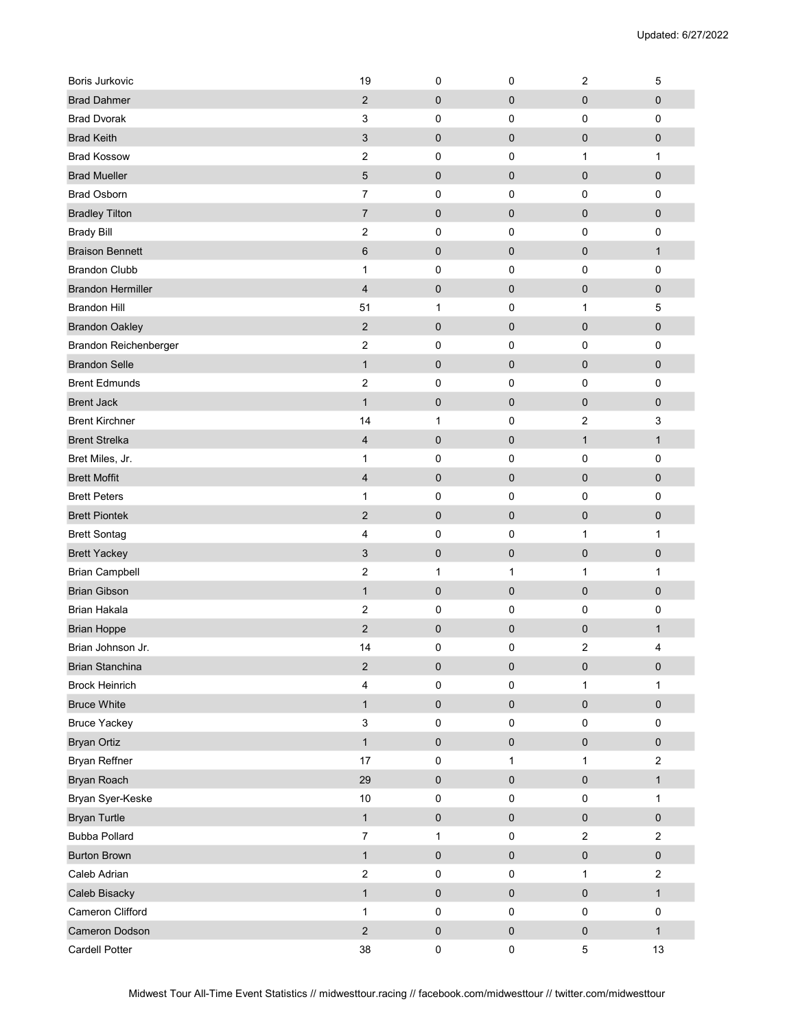| | | | | | |
|---|---|---|---|---|---|
| Boris Jurkovic | 19 | 0 | 0 | 2 | 5 |
| Brad Dahmer | 2 | 0 | 0 | 0 | 0 |
| Brad Dvorak | 3 | 0 | 0 | 0 | 0 |
| Brad Keith | 3 | 0 | 0 | 0 | 0 |
| Brad Kossow | 2 | 0 | 0 | 1 | 1 |
| Brad Mueller | 5 | 0 | 0 | 0 | 0 |
| Brad Osborn | 7 | 0 | 0 | 0 | 0 |
| Bradley Tilton | 7 | 0 | 0 | 0 | 0 |
| Brady Bill | 2 | 0 | 0 | 0 | 0 |
| Braison Bennett | 6 | 0 | 0 | 0 | 1 |
| Brandon Clubb | 1 | 0 | 0 | 0 | 0 |
| Brandon Hermiller | 4 | 0 | 0 | 0 | 0 |
| Brandon Hill | 51 | 1 | 0 | 1 | 5 |
| Brandon Oakley | 2 | 0 | 0 | 0 | 0 |
| Brandon Reichenberger | 2 | 0 | 0 | 0 | 0 |
| Brandon Selle | 1 | 0 | 0 | 0 | 0 |
| Brent Edmunds | 2 | 0 | 0 | 0 | 0 |
| Brent Jack | 1 | 0 | 0 | 0 | 0 |
| Brent Kirchner | 14 | 1 | 0 | 2 | 3 |
| Brent Strelka | 4 | 0 | 0 | 1 | 1 |
| Bret Miles, Jr. | 1 | 0 | 0 | 0 | 0 |
| Brett Moffit | 4 | 0 | 0 | 0 | 0 |
| Brett Peters | 1 | 0 | 0 | 0 | 0 |
| Brett Piontek | 2 | 0 | 0 | 0 | 0 |
| Brett Sontag | 4 | 0 | 0 | 1 | 1 |
| Brett Yackey | 3 | 0 | 0 | 0 | 0 |
| Brian Campbell | 2 | 1 | 1 | 1 | 1 |
| Brian Gibson | 1 | 0 | 0 | 0 | 0 |
| Brian Hakala | 2 | 0 | 0 | 0 | 0 |
| Brian Hoppe | 2 | 0 | 0 | 0 | 1 |
| Brian Johnson Jr. | 14 | 0 | 0 | 2 | 4 |
| Brian Stanchina | 2 | 0 | 0 | 0 | 0 |
| Brock Heinrich | 4 | 0 | 0 | 1 | 1 |
| Bruce White | 1 | 0 | 0 | 0 | 0 |
| Bruce Yackey | 3 | 0 | 0 | 0 | 0 |
| Bryan Ortiz | 1 | 0 | 0 | 0 | 0 |
| Bryan Reffner | 17 | 0 | 1 | 1 | 2 |
| Bryan Roach | 29 | 0 | 0 | 0 | 1 |
| Bryan Syer-Keske | 10 | 0 | 0 | 0 | 1 |
| Bryan Turtle | 1 | 0 | 0 | 0 | 0 |
| Bubba Pollard | 7 | 1 | 0 | 2 | 2 |
| Burton Brown | 1 | 0 | 0 | 0 | 0 |
| Caleb Adrian | 2 | 0 | 0 | 1 | 2 |
| Caleb Bisacky | 1 | 0 | 0 | 0 | 1 |
| Cameron Clifford | 1 | 0 | 0 | 0 | 0 |
| Cameron Dodson | 2 | 0 | 0 | 0 | 1 |
| Cardell Potter | 38 | 0 | 0 | 5 | 13 |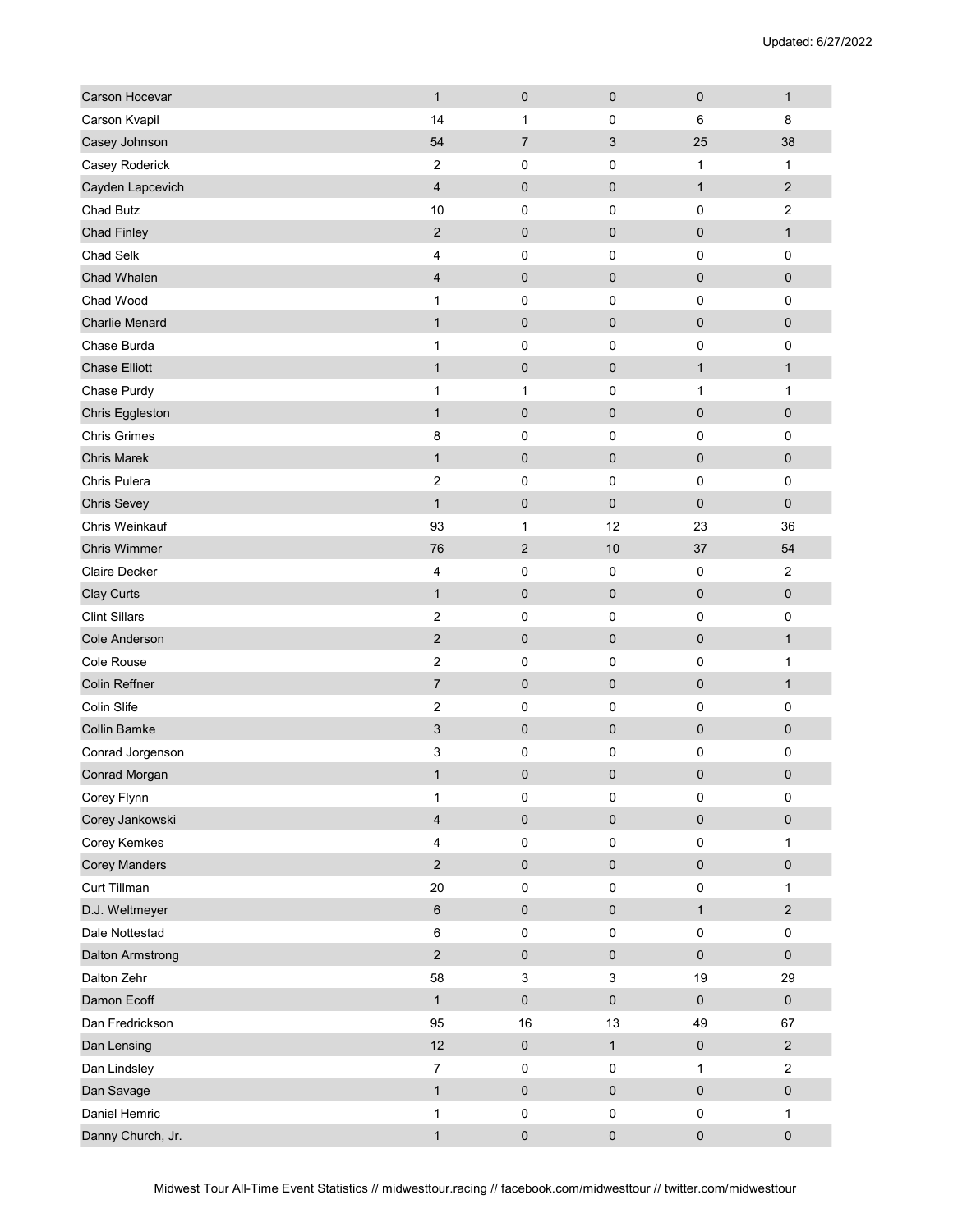Updated: 6/27/2022

| | | | | | |
|---|---|---|---|---|---|
| Carson Hocevar | 1 | 0 | 0 | 0 | 1 |
| Carson Kvapil | 14 | 1 | 0 | 6 | 8 |
| Casey Johnson | 54 | 7 | 3 | 25 | 38 |
| Casey Roderick | 2 | 0 | 0 | 1 | 1 |
| Cayden Lapcevich | 4 | 0 | 0 | 1 | 2 |
| Chad Butz | 10 | 0 | 0 | 0 | 2 |
| Chad Finley | 2 | 0 | 0 | 0 | 1 |
| Chad Selk | 4 | 0 | 0 | 0 | 0 |
| Chad Whalen | 4 | 0 | 0 | 0 | 0 |
| Chad Wood | 1 | 0 | 0 | 0 | 0 |
| Charlie Menard | 1 | 0 | 0 | 0 | 0 |
| Chase Burda | 1 | 0 | 0 | 0 | 0 |
| Chase Elliott | 1 | 0 | 0 | 1 | 1 |
| Chase Purdy | 1 | 1 | 0 | 1 | 1 |
| Chris Eggleston | 1 | 0 | 0 | 0 | 0 |
| Chris Grimes | 8 | 0 | 0 | 0 | 0 |
| Chris Marek | 1 | 0 | 0 | 0 | 0 |
| Chris Pulera | 2 | 0 | 0 | 0 | 0 |
| Chris Sevey | 1 | 0 | 0 | 0 | 0 |
| Chris Weinkauf | 93 | 1 | 12 | 23 | 36 |
| Chris Wimmer | 76 | 2 | 10 | 37 | 54 |
| Claire Decker | 4 | 0 | 0 | 0 | 2 |
| Clay Curts | 1 | 0 | 0 | 0 | 0 |
| Clint Sillars | 2 | 0 | 0 | 0 | 0 |
| Cole Anderson | 2 | 0 | 0 | 0 | 1 |
| Cole Rouse | 2 | 0 | 0 | 0 | 1 |
| Colin Reffner | 7 | 0 | 0 | 0 | 1 |
| Colin Slife | 2 | 0 | 0 | 0 | 0 |
| Collin Bamke | 3 | 0 | 0 | 0 | 0 |
| Conrad Jorgenson | 3 | 0 | 0 | 0 | 0 |
| Conrad Morgan | 1 | 0 | 0 | 0 | 0 |
| Corey Flynn | 1 | 0 | 0 | 0 | 0 |
| Corey Jankowski | 4 | 0 | 0 | 0 | 0 |
| Corey Kemkes | 4 | 0 | 0 | 0 | 1 |
| Corey Manders | 2 | 0 | 0 | 0 | 0 |
| Curt Tillman | 20 | 0 | 0 | 0 | 1 |
| D.J. Weltmeyer | 6 | 0 | 0 | 1 | 2 |
| Dale Nottestad | 6 | 0 | 0 | 0 | 0 |
| Dalton Armstrong | 2 | 0 | 0 | 0 | 0 |
| Dalton Zehr | 58 | 3 | 3 | 19 | 29 |
| Damon Ecoff | 1 | 0 | 0 | 0 | 0 |
| Dan Fredrickson | 95 | 16 | 13 | 49 | 67 |
| Dan Lensing | 12 | 0 | 1 | 0 | 2 |
| Dan Lindsley | 7 | 0 | 0 | 1 | 2 |
| Dan Savage | 1 | 0 | 0 | 0 | 0 |
| Daniel Hemric | 1 | 0 | 0 | 0 | 1 |
| Danny Church, Jr. | 1 | 0 | 0 | 0 | 0 |

Midwest Tour All-Time Event Statistics // midwesttour.racing // facebook.com/midwesttour // twitter.com/midwesttour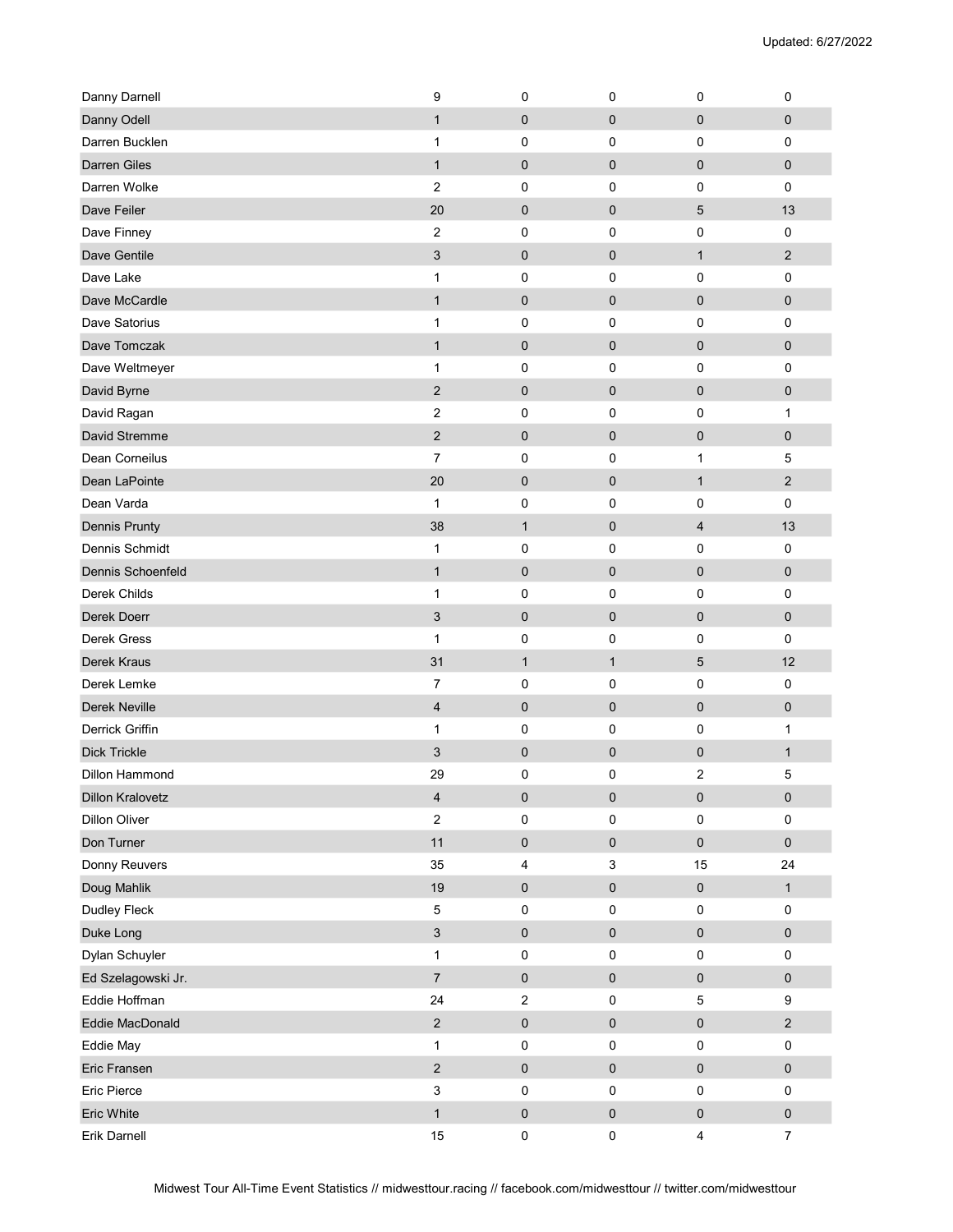| | | | | | |
|---|---|---|---|---|---|
| Danny Darnell | 9 | 0 | 0 | 0 | 0 |
| Danny Odell | 1 | 0 | 0 | 0 | 0 |
| Darren Bucklen | 1 | 0 | 0 | 0 | 0 |
| Darren Giles | 1 | 0 | 0 | 0 | 0 |
| Darren Wolke | 2 | 0 | 0 | 0 | 0 |
| Dave Feiler | 20 | 0 | 0 | 5 | 13 |
| Dave Finney | 2 | 0 | 0 | 0 | 0 |
| Dave Gentile | 3 | 0 | 0 | 1 | 2 |
| Dave Lake | 1 | 0 | 0 | 0 | 0 |
| Dave McCardle | 1 | 0 | 0 | 0 | 0 |
| Dave Satorius | 1 | 0 | 0 | 0 | 0 |
| Dave Tomczak | 1 | 0 | 0 | 0 | 0 |
| Dave Weltmeyer | 1 | 0 | 0 | 0 | 0 |
| David Byrne | 2 | 0 | 0 | 0 | 0 |
| David Ragan | 2 | 0 | 0 | 0 | 1 |
| David Stremme | 2 | 0 | 0 | 0 | 0 |
| Dean Corneilus | 7 | 0 | 0 | 1 | 5 |
| Dean LaPointe | 20 | 0 | 0 | 1 | 2 |
| Dean Varda | 1 | 0 | 0 | 0 | 0 |
| Dennis Prunty | 38 | 1 | 0 | 4 | 13 |
| Dennis Schmidt | 1 | 0 | 0 | 0 | 0 |
| Dennis Schoenfeld | 1 | 0 | 0 | 0 | 0 |
| Derek Childs | 1 | 0 | 0 | 0 | 0 |
| Derek Doerr | 3 | 0 | 0 | 0 | 0 |
| Derek Gress | 1 | 0 | 0 | 0 | 0 |
| Derek Kraus | 31 | 1 | 1 | 5 | 12 |
| Derek Lemke | 7 | 0 | 0 | 0 | 0 |
| Derek Neville | 4 | 0 | 0 | 0 | 0 |
| Derrick Griffin | 1 | 0 | 0 | 0 | 1 |
| Dick Trickle | 3 | 0 | 0 | 0 | 1 |
| Dillon Hammond | 29 | 0 | 0 | 2 | 5 |
| Dillon Kralovetz | 4 | 0 | 0 | 0 | 0 |
| Dillon Oliver | 2 | 0 | 0 | 0 | 0 |
| Don Turner | 11 | 0 | 0 | 0 | 0 |
| Donny Reuvers | 35 | 4 | 3 | 15 | 24 |
| Doug Mahlik | 19 | 0 | 0 | 0 | 1 |
| Dudley Fleck | 5 | 0 | 0 | 0 | 0 |
| Duke Long | 3 | 0 | 0 | 0 | 0 |
| Dylan Schuyler | 1 | 0 | 0 | 0 | 0 |
| Ed Szelagowski Jr. | 7 | 0 | 0 | 0 | 0 |
| Eddie Hoffman | 24 | 2 | 0 | 5 | 9 |
| Eddie MacDonald | 2 | 0 | 0 | 0 | 2 |
| Eddie May | 1 | 0 | 0 | 0 | 0 |
| Eric Fransen | 2 | 0 | 0 | 0 | 0 |
| Eric Pierce | 3 | 0 | 0 | 0 | 0 |
| Eric White | 1 | 0 | 0 | 0 | 0 |
| Erik Darnell | 15 | 0 | 0 | 4 | 7 |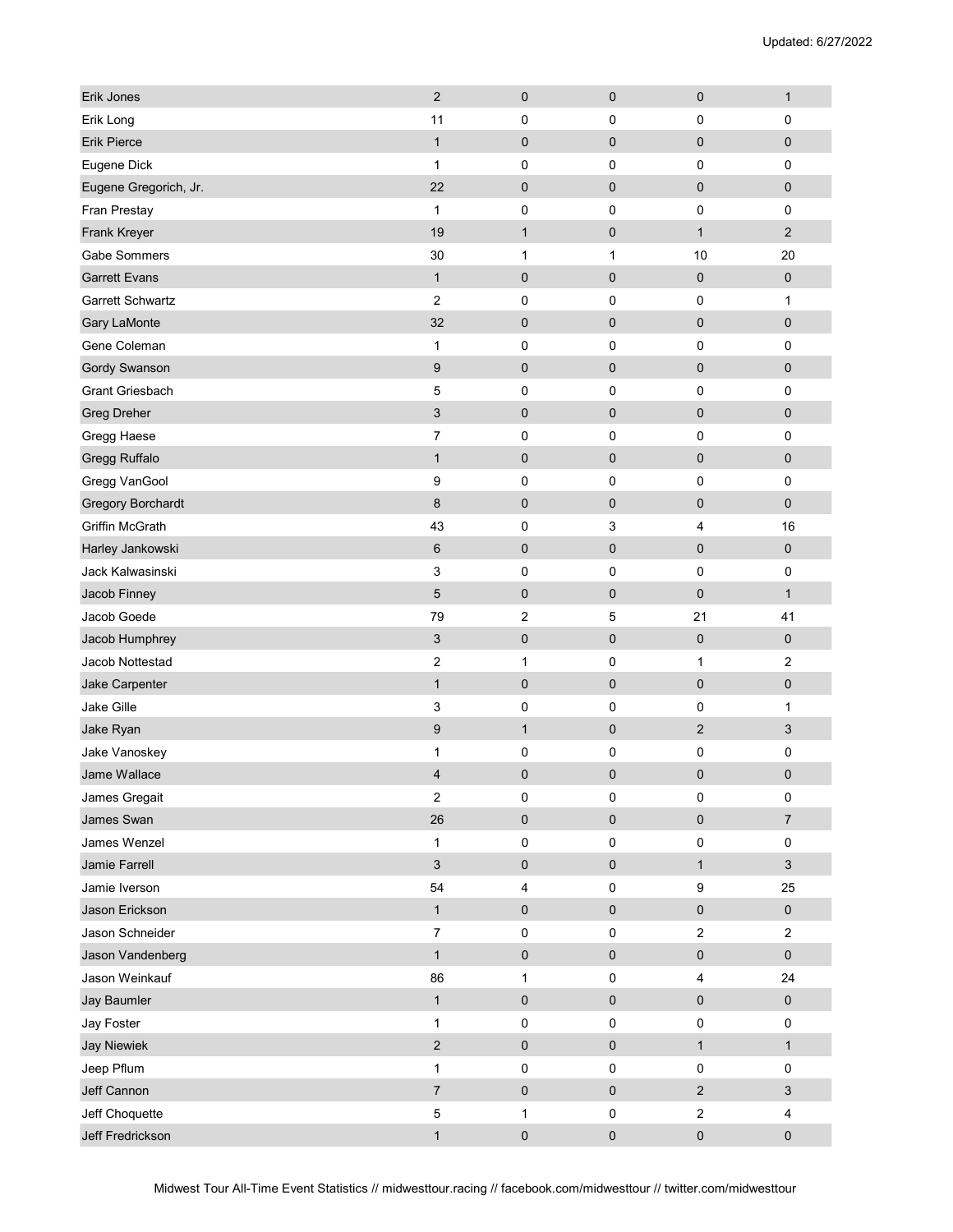| | | | | | |
|---|---|---|---|---|---|
| Erik Jones | 2 | 0 | 0 | 0 | 1 |
| Erik Long | 11 | 0 | 0 | 0 | 0 |
| Erik Pierce | 1 | 0 | 0 | 0 | 0 |
| Eugene Dick | 1 | 0 | 0 | 0 | 0 |
| Eugene Gregorich, Jr. | 22 | 0 | 0 | 0 | 0 |
| Fran Prestay | 1 | 0 | 0 | 0 | 0 |
| Frank Kreyer | 19 | 1 | 0 | 1 | 2 |
| Gabe Sommers | 30 | 1 | 1 | 10 | 20 |
| Garrett Evans | 1 | 0 | 0 | 0 | 0 |
| Garrett Schwartz | 2 | 0 | 0 | 0 | 1 |
| Gary LaMonte | 32 | 0 | 0 | 0 | 0 |
| Gene Coleman | 1 | 0 | 0 | 0 | 0 |
| Gordy Swanson | 9 | 0 | 0 | 0 | 0 |
| Grant Griesbach | 5 | 0 | 0 | 0 | 0 |
| Greg Dreher | 3 | 0 | 0 | 0 | 0 |
| Gregg Haese | 7 | 0 | 0 | 0 | 0 |
| Gregg Ruffalo | 1 | 0 | 0 | 0 | 0 |
| Gregg VanGool | 9 | 0 | 0 | 0 | 0 |
| Gregory Borchardt | 8 | 0 | 0 | 0 | 0 |
| Griffin McGrath | 43 | 0 | 3 | 4 | 16 |
| Harley Jankowski | 6 | 0 | 0 | 0 | 0 |
| Jack Kalwasinski | 3 | 0 | 0 | 0 | 0 |
| Jacob Finney | 5 | 0 | 0 | 0 | 1 |
| Jacob Goede | 79 | 2 | 5 | 21 | 41 |
| Jacob Humphrey | 3 | 0 | 0 | 0 | 0 |
| Jacob Nottestad | 2 | 1 | 0 | 1 | 2 |
| Jake Carpenter | 1 | 0 | 0 | 0 | 0 |
| Jake Gille | 3 | 0 | 0 | 0 | 1 |
| Jake Ryan | 9 | 1 | 0 | 2 | 3 |
| Jake Vanoskey | 1 | 0 | 0 | 0 | 0 |
| Jame Wallace | 4 | 0 | 0 | 0 | 0 |
| James Gregait | 2 | 0 | 0 | 0 | 0 |
| James Swan | 26 | 0 | 0 | 0 | 7 |
| James Wenzel | 1 | 0 | 0 | 0 | 0 |
| Jamie Farrell | 3 | 0 | 0 | 1 | 3 |
| Jamie Iverson | 54 | 4 | 0 | 9 | 25 |
| Jason Erickson | 1 | 0 | 0 | 0 | 0 |
| Jason Schneider | 7 | 0 | 0 | 2 | 2 |
| Jason Vandenberg | 1 | 0 | 0 | 0 | 0 |
| Jason Weinkauf | 86 | 1 | 0 | 4 | 24 |
| Jay Baumler | 1 | 0 | 0 | 0 | 0 |
| Jay Foster | 1 | 0 | 0 | 0 | 0 |
| Jay Niewiek | 2 | 0 | 0 | 1 | 1 |
| Jeep Pflum | 1 | 0 | 0 | 0 | 0 |
| Jeff Cannon | 7 | 0 | 0 | 2 | 3 |
| Jeff Choquette | 5 | 1 | 0 | 2 | 4 |
| Jeff Fredrickson | 1 | 0 | 0 | 0 | 0 |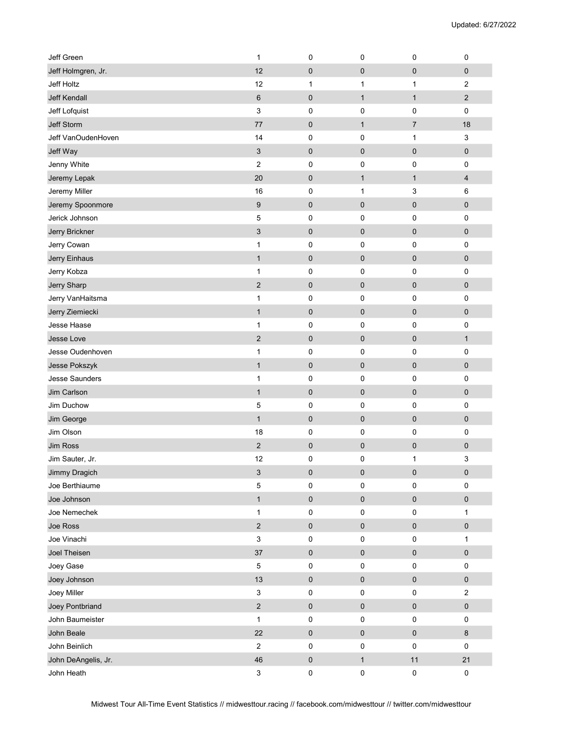| | | | | | |
|---|---|---|---|---|---|
| Jeff Green | 1 | 0 | 0 | 0 | 0 |
| Jeff Holmgren, Jr. | 12 | 0 | 0 | 0 | 0 |
| Jeff Holtz | 12 | 1 | 1 | 1 | 2 |
| Jeff Kendall | 6 | 0 | 1 | 1 | 2 |
| Jeff Lofquist | 3 | 0 | 0 | 0 | 0 |
| Jeff Storm | 77 | 0 | 1 | 7 | 18 |
| Jeff VanOudenHoven | 14 | 0 | 0 | 1 | 3 |
| Jeff Way | 3 | 0 | 0 | 0 | 0 |
| Jenny White | 2 | 0 | 0 | 0 | 0 |
| Jeremy Lepak | 20 | 0 | 1 | 1 | 4 |
| Jeremy Miller | 16 | 0 | 1 | 3 | 6 |
| Jeremy Spoonmore | 9 | 0 | 0 | 0 | 0 |
| Jerick Johnson | 5 | 0 | 0 | 0 | 0 |
| Jerry Brickner | 3 | 0 | 0 | 0 | 0 |
| Jerry Cowan | 1 | 0 | 0 | 0 | 0 |
| Jerry Einhaus | 1 | 0 | 0 | 0 | 0 |
| Jerry Kobza | 1 | 0 | 0 | 0 | 0 |
| Jerry Sharp | 2 | 0 | 0 | 0 | 0 |
| Jerry VanHaitsma | 1 | 0 | 0 | 0 | 0 |
| Jerry Ziemiecki | 1 | 0 | 0 | 0 | 0 |
| Jesse Haase | 1 | 0 | 0 | 0 | 0 |
| Jesse Love | 2 | 0 | 0 | 0 | 1 |
| Jesse Oudenhoven | 1 | 0 | 0 | 0 | 0 |
| Jesse Pokszyk | 1 | 0 | 0 | 0 | 0 |
| Jesse Saunders | 1 | 0 | 0 | 0 | 0 |
| Jim Carlson | 1 | 0 | 0 | 0 | 0 |
| Jim Duchow | 5 | 0 | 0 | 0 | 0 |
| Jim George | 1 | 0 | 0 | 0 | 0 |
| Jim Olson | 18 | 0 | 0 | 0 | 0 |
| Jim Ross | 2 | 0 | 0 | 0 | 0 |
| Jim Sauter, Jr. | 12 | 0 | 0 | 1 | 3 |
| Jimmy Dragich | 3 | 0 | 0 | 0 | 0 |
| Joe Berthiaume | 5 | 0 | 0 | 0 | 0 |
| Joe Johnson | 1 | 0 | 0 | 0 | 0 |
| Joe Nemechek | 1 | 0 | 0 | 0 | 1 |
| Joe Ross | 2 | 0 | 0 | 0 | 0 |
| Joe Vinachi | 3 | 0 | 0 | 0 | 1 |
| Joel Theisen | 37 | 0 | 0 | 0 | 0 |
| Joey Gase | 5 | 0 | 0 | 0 | 0 |
| Joey Johnson | 13 | 0 | 0 | 0 | 0 |
| Joey Miller | 3 | 0 | 0 | 0 | 2 |
| Joey Pontbriand | 2 | 0 | 0 | 0 | 0 |
| John Baumeister | 1 | 0 | 0 | 0 | 0 |
| John Beale | 22 | 0 | 0 | 0 | 8 |
| John Beinlich | 2 | 0 | 0 | 0 | 0 |
| John DeAngelis, Jr. | 46 | 0 | 1 | 11 | 21 |
| John Heath | 3 | 0 | 0 | 0 | 0 |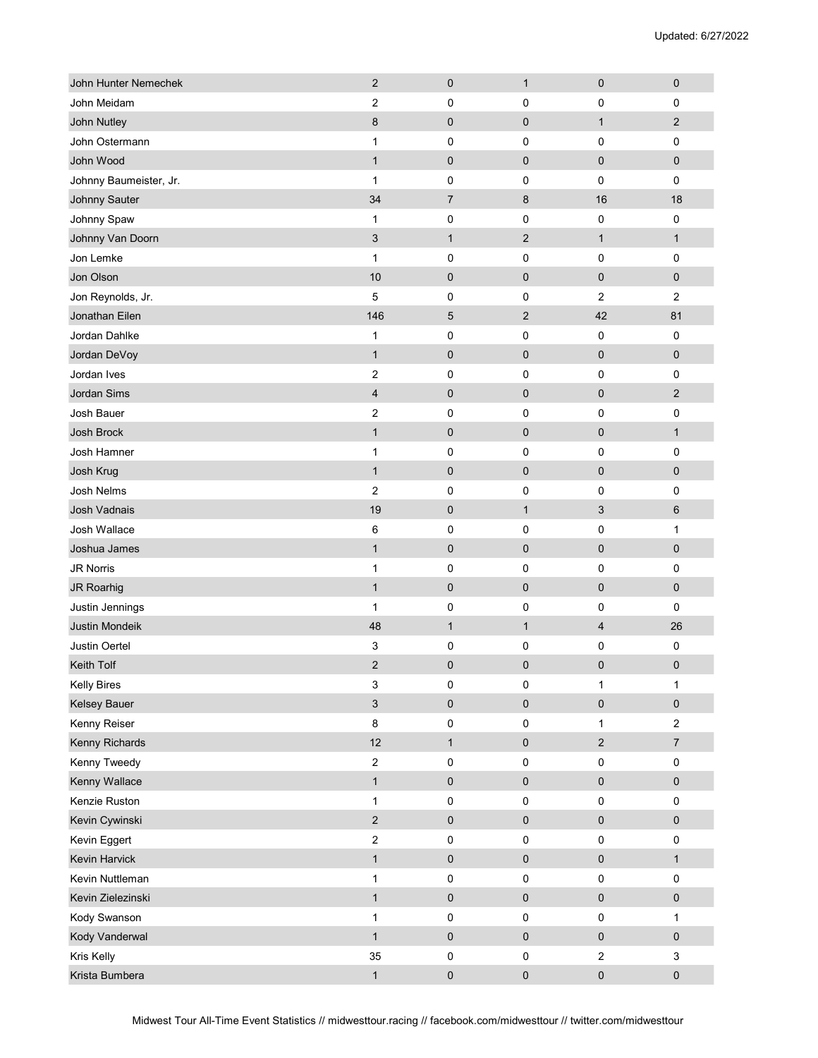| | | | | | |
|---|---|---|---|---|---|
| John Hunter Nemechek | 2 | 0 | 1 | 0 | 0 |
| John Meidam | 2 | 0 | 0 | 0 | 0 |
| John Nutley | 8 | 0 | 0 | 1 | 2 |
| John Ostermann | 1 | 0 | 0 | 0 | 0 |
| John Wood | 1 | 0 | 0 | 0 | 0 |
| Johnny Baumeister, Jr. | 1 | 0 | 0 | 0 | 0 |
| Johnny Sauter | 34 | 7 | 8 | 16 | 18 |
| Johnny Spaw | 1 | 0 | 0 | 0 | 0 |
| Johnny Van Doorn | 3 | 1 | 2 | 1 | 1 |
| Jon Lemke | 1 | 0 | 0 | 0 | 0 |
| Jon Olson | 10 | 0 | 0 | 0 | 0 |
| Jon Reynolds, Jr. | 5 | 0 | 0 | 2 | 2 |
| Jonathan Eilen | 146 | 5 | 2 | 42 | 81 |
| Jordan Dahlke | 1 | 0 | 0 | 0 | 0 |
| Jordan DeVoy | 1 | 0 | 0 | 0 | 0 |
| Jordan Ives | 2 | 0 | 0 | 0 | 0 |
| Jordan Sims | 4 | 0 | 0 | 0 | 2 |
| Josh Bauer | 2 | 0 | 0 | 0 | 0 |
| Josh Brock | 1 | 0 | 0 | 0 | 1 |
| Josh Hamner | 1 | 0 | 0 | 0 | 0 |
| Josh Krug | 1 | 0 | 0 | 0 | 0 |
| Josh Nelms | 2 | 0 | 0 | 0 | 0 |
| Josh Vadnais | 19 | 0 | 1 | 3 | 6 |
| Josh Wallace | 6 | 0 | 0 | 0 | 1 |
| Joshua James | 1 | 0 | 0 | 0 | 0 |
| JR Norris | 1 | 0 | 0 | 0 | 0 |
| JR Roarhig | 1 | 0 | 0 | 0 | 0 |
| Justin Jennings | 1 | 0 | 0 | 0 | 0 |
| Justin Mondeik | 48 | 1 | 1 | 4 | 26 |
| Justin Oertel | 3 | 0 | 0 | 0 | 0 |
| Keith Tolf | 2 | 0 | 0 | 0 | 0 |
| Kelly Bires | 3 | 0 | 0 | 1 | 1 |
| Kelsey Bauer | 3 | 0 | 0 | 0 | 0 |
| Kenny Reiser | 8 | 0 | 0 | 1 | 2 |
| Kenny Richards | 12 | 1 | 0 | 2 | 7 |
| Kenny Tweedy | 2 | 0 | 0 | 0 | 0 |
| Kenny Wallace | 1 | 0 | 0 | 0 | 0 |
| Kenzie Ruston | 1 | 0 | 0 | 0 | 0 |
| Kevin Cywinski | 2 | 0 | 0 | 0 | 0 |
| Kevin Eggert | 2 | 0 | 0 | 0 | 0 |
| Kevin Harvick | 1 | 0 | 0 | 0 | 1 |
| Kevin Nuttleman | 1 | 0 | 0 | 0 | 0 |
| Kevin Zielezinski | 1 | 0 | 0 | 0 | 0 |
| Kody Swanson | 1 | 0 | 0 | 0 | 1 |
| Kody Vanderwal | 1 | 0 | 0 | 0 | 0 |
| Kris Kelly | 35 | 0 | 0 | 2 | 3 |
| Krista Bumbera | 1 | 0 | 0 | 0 | 0 |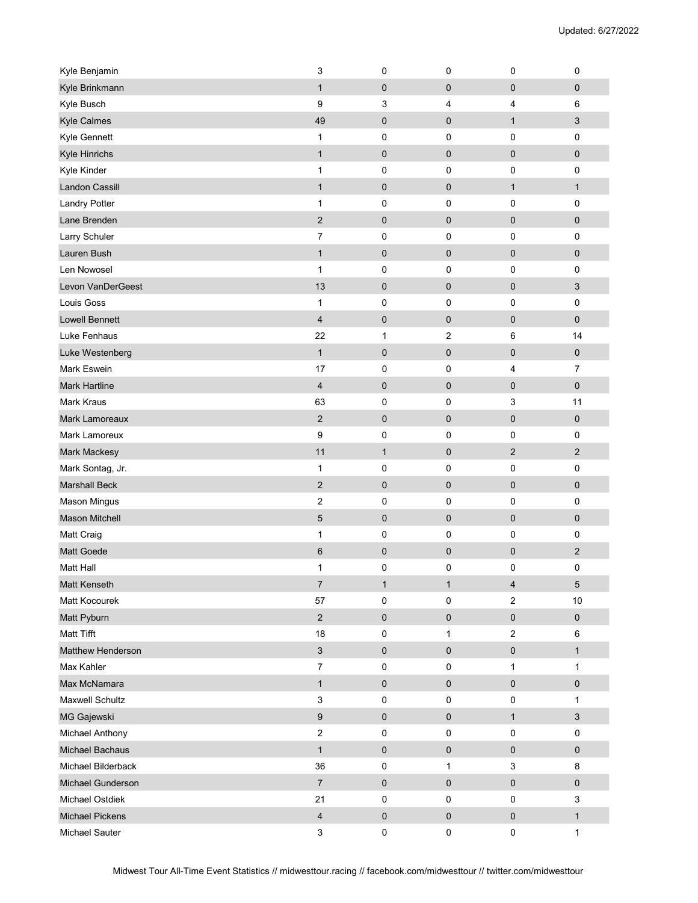| | | | | | |
|---|---|---|---|---|---|
| Kyle Benjamin | 3 | 0 | 0 | 0 | 0 |
| Kyle Brinkmann | 1 | 0 | 0 | 0 | 0 |
| Kyle Busch | 9 | 3 | 4 | 4 | 6 |
| Kyle Calmes | 49 | 0 | 0 | 1 | 3 |
| Kyle Gennett | 1 | 0 | 0 | 0 | 0 |
| Kyle Hinrichs | 1 | 0 | 0 | 0 | 0 |
| Kyle Kinder | 1 | 0 | 0 | 0 | 0 |
| Landon Cassill | 1 | 0 | 0 | 1 | 1 |
| Landry Potter | 1 | 0 | 0 | 0 | 0 |
| Lane Brenden | 2 | 0 | 0 | 0 | 0 |
| Larry Schuler | 7 | 0 | 0 | 0 | 0 |
| Lauren Bush | 1 | 0 | 0 | 0 | 0 |
| Len Nowosel | 1 | 0 | 0 | 0 | 0 |
| Levon VanDerGeest | 13 | 0 | 0 | 0 | 3 |
| Louis Goss | 1 | 0 | 0 | 0 | 0 |
| Lowell Bennett | 4 | 0 | 0 | 0 | 0 |
| Luke Fenhaus | 22 | 1 | 2 | 6 | 14 |
| Luke Westenberg | 1 | 0 | 0 | 0 | 0 |
| Mark Eswein | 17 | 0 | 0 | 4 | 7 |
| Mark Hartline | 4 | 0 | 0 | 0 | 0 |
| Mark Kraus | 63 | 0 | 0 | 3 | 11 |
| Mark Lamoreaux | 2 | 0 | 0 | 0 | 0 |
| Mark Lamoreux | 9 | 0 | 0 | 0 | 0 |
| Mark Mackesy | 11 | 1 | 0 | 2 | 2 |
| Mark Sontag, Jr. | 1 | 0 | 0 | 0 | 0 |
| Marshall Beck | 2 | 0 | 0 | 0 | 0 |
| Mason Mingus | 2 | 0 | 0 | 0 | 0 |
| Mason Mitchell | 5 | 0 | 0 | 0 | 0 |
| Matt Craig | 1 | 0 | 0 | 0 | 0 |
| Matt Goede | 6 | 0 | 0 | 0 | 2 |
| Matt Hall | 1 | 0 | 0 | 0 | 0 |
| Matt Kenseth | 7 | 1 | 1 | 4 | 5 |
| Matt Kocourek | 57 | 0 | 0 | 2 | 10 |
| Matt Pyburn | 2 | 0 | 0 | 0 | 0 |
| Matt Tifft | 18 | 0 | 1 | 2 | 6 |
| Matthew Henderson | 3 | 0 | 0 | 0 | 1 |
| Max Kahler | 7 | 0 | 0 | 1 | 1 |
| Max McNamara | 1 | 0 | 0 | 0 | 0 |
| Maxwell Schultz | 3 | 0 | 0 | 0 | 1 |
| MG Gajewski | 9 | 0 | 0 | 1 | 3 |
| Michael Anthony | 2 | 0 | 0 | 0 | 0 |
| Michael Bachaus | 1 | 0 | 0 | 0 | 0 |
| Michael Bilderback | 36 | 0 | 1 | 3 | 8 |
| Michael Gunderson | 7 | 0 | 0 | 0 | 0 |
| Michael Ostdiek | 21 | 0 | 0 | 0 | 3 |
| Michael Pickens | 4 | 0 | 0 | 0 | 1 |
| Michael Sauter | 3 | 0 | 0 | 0 | 1 |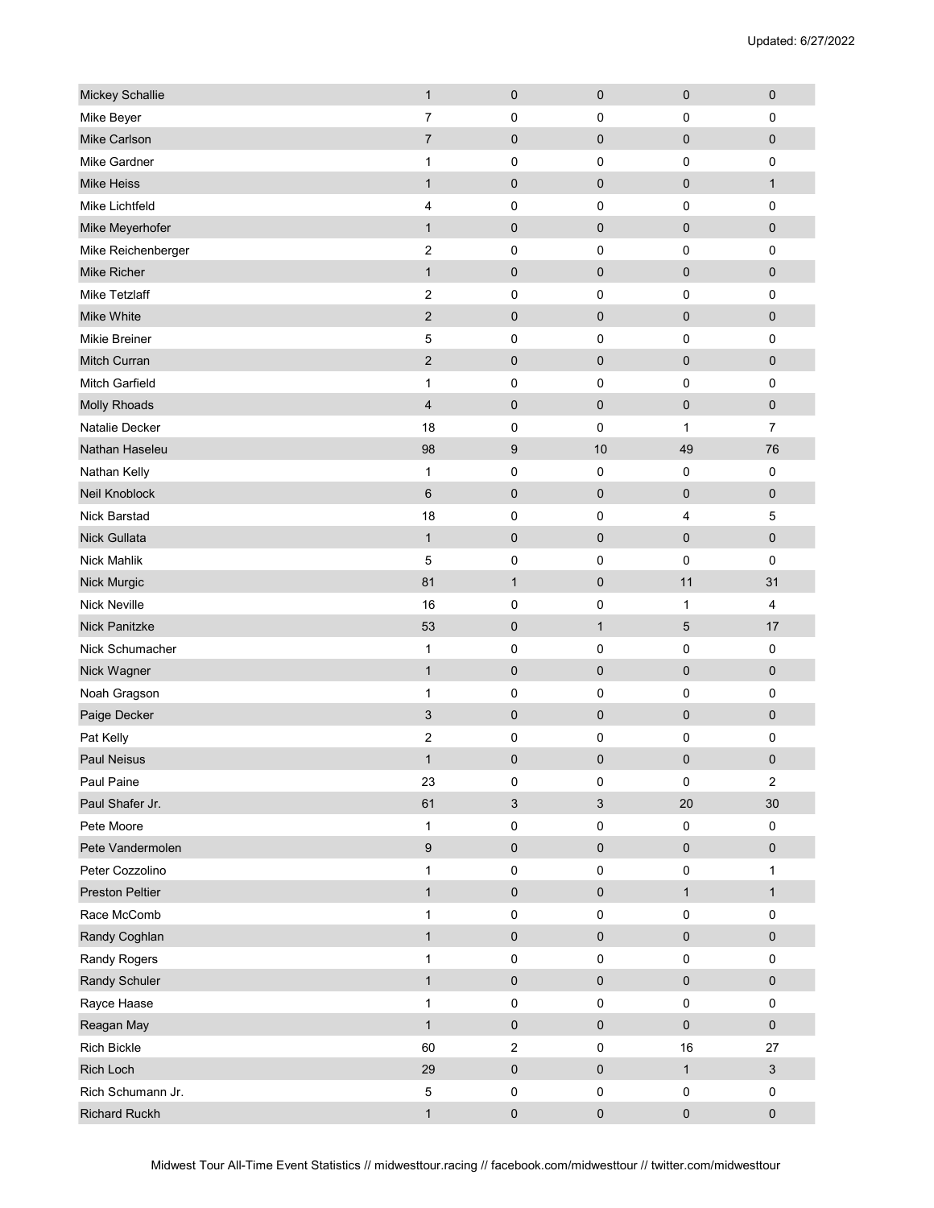| | | | | | |
|---|---|---|---|---|---|
| Mickey Schallie | 1 | 0 | 0 | 0 | 0 |
| Mike Beyer | 7 | 0 | 0 | 0 | 0 |
| Mike Carlson | 7 | 0 | 0 | 0 | 0 |
| Mike Gardner | 1 | 0 | 0 | 0 | 0 |
| Mike Heiss | 1 | 0 | 0 | 0 | 1 |
| Mike Lichtfeld | 4 | 0 | 0 | 0 | 0 |
| Mike Meyerhofer | 1 | 0 | 0 | 0 | 0 |
| Mike Reichenberger | 2 | 0 | 0 | 0 | 0 |
| Mike Richer | 1 | 0 | 0 | 0 | 0 |
| Mike Tetzlaff | 2 | 0 | 0 | 0 | 0 |
| Mike White | 2 | 0 | 0 | 0 | 0 |
| Mikie Breiner | 5 | 0 | 0 | 0 | 0 |
| Mitch Curran | 2 | 0 | 0 | 0 | 0 |
| Mitch Garfield | 1 | 0 | 0 | 0 | 0 |
| Molly Rhoads | 4 | 0 | 0 | 0 | 0 |
| Natalie Decker | 18 | 0 | 0 | 1 | 7 |
| Nathan Haseleu | 98 | 9 | 10 | 49 | 76 |
| Nathan Kelly | 1 | 0 | 0 | 0 | 0 |
| Neil Knoblock | 6 | 0 | 0 | 0 | 0 |
| Nick Barstad | 18 | 0 | 0 | 4 | 5 |
| Nick Gullata | 1 | 0 | 0 | 0 | 0 |
| Nick Mahlik | 5 | 0 | 0 | 0 | 0 |
| Nick Murgic | 81 | 1 | 0 | 11 | 31 |
| Nick Neville | 16 | 0 | 0 | 1 | 4 |
| Nick Panitzke | 53 | 0 | 1 | 5 | 17 |
| Nick Schumacher | 1 | 0 | 0 | 0 | 0 |
| Nick Wagner | 1 | 0 | 0 | 0 | 0 |
| Noah Gragson | 1 | 0 | 0 | 0 | 0 |
| Paige Decker | 3 | 0 | 0 | 0 | 0 |
| Pat Kelly | 2 | 0 | 0 | 0 | 0 |
| Paul Neisus | 1 | 0 | 0 | 0 | 0 |
| Paul Paine | 23 | 0 | 0 | 0 | 2 |
| Paul Shafer Jr. | 61 | 3 | 3 | 20 | 30 |
| Pete Moore | 1 | 0 | 0 | 0 | 0 |
| Pete Vandermolen | 9 | 0 | 0 | 0 | 0 |
| Peter Cozzolino | 1 | 0 | 0 | 0 | 1 |
| Preston Peltier | 1 | 0 | 0 | 1 | 1 |
| Race McComb | 1 | 0 | 0 | 0 | 0 |
| Randy Coghlan | 1 | 0 | 0 | 0 | 0 |
| Randy Rogers | 1 | 0 | 0 | 0 | 0 |
| Randy Schuler | 1 | 0 | 0 | 0 | 0 |
| Rayce Haase | 1 | 0 | 0 | 0 | 0 |
| Reagan May | 1 | 0 | 0 | 0 | 0 |
| Rich Bickle | 60 | 2 | 0 | 16 | 27 |
| Rich Loch | 29 | 0 | 0 | 1 | 3 |
| Rich Schumann Jr. | 5 | 0 | 0 | 0 | 0 |
| Richard Ruckh | 1 | 0 | 0 | 0 | 0 |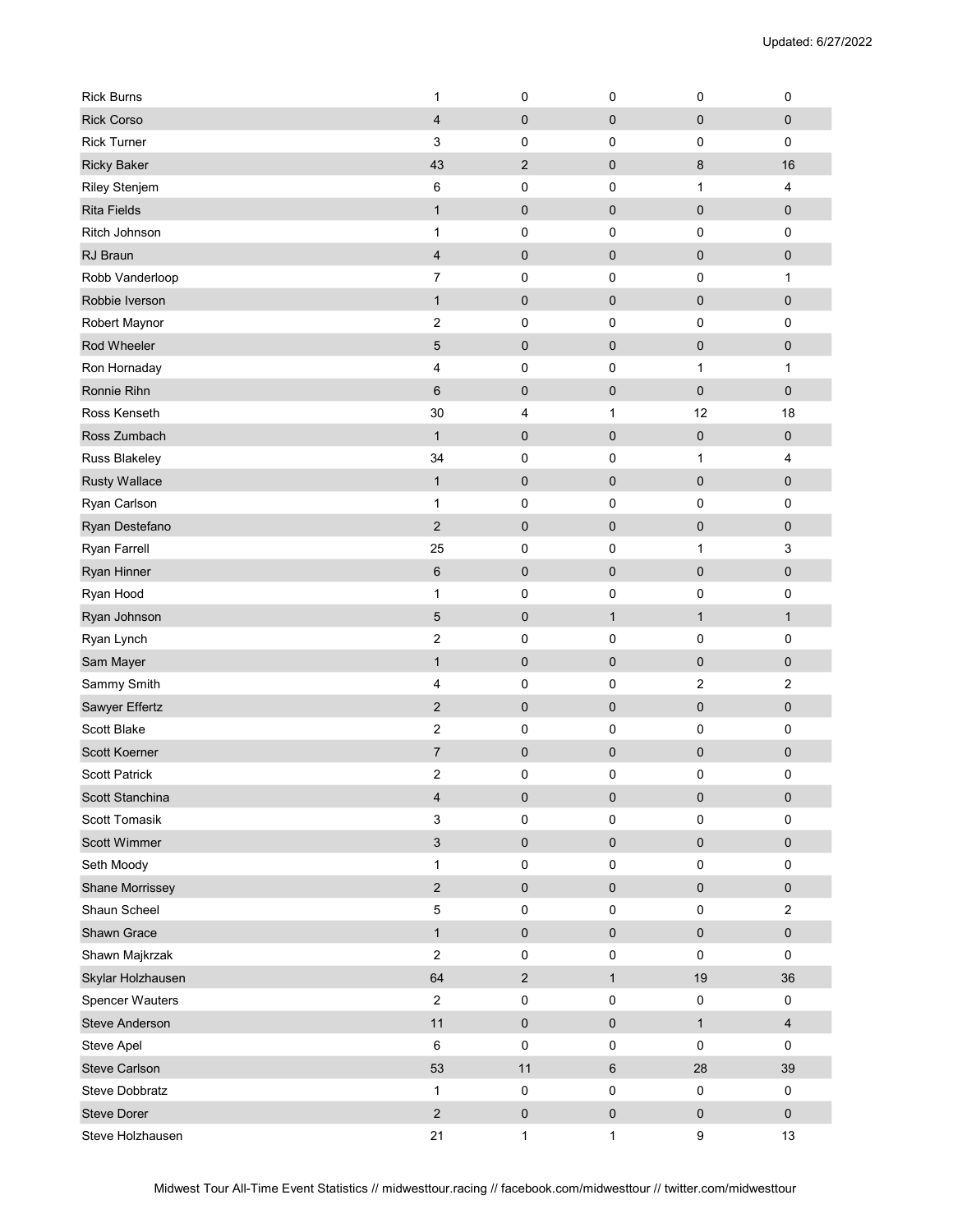Updated: 6/27/2022

| | | | | | |
|---|---|---|---|---|---|
| Rick Burns | 1 | 0 | 0 | 0 | 0 |
| Rick Corso | 4 | 0 | 0 | 0 | 0 |
| Rick Turner | 3 | 0 | 0 | 0 | 0 |
| Ricky Baker | 43 | 2 | 0 | 8 | 16 |
| Riley Stenjem | 6 | 0 | 0 | 1 | 4 |
| Rita Fields | 1 | 0 | 0 | 0 | 0 |
| Ritch Johnson | 1 | 0 | 0 | 0 | 0 |
| RJ Braun | 4 | 0 | 0 | 0 | 0 |
| Robb Vanderloop | 7 | 0 | 0 | 0 | 1 |
| Robbie Iverson | 1 | 0 | 0 | 0 | 0 |
| Robert Maynor | 2 | 0 | 0 | 0 | 0 |
| Rod Wheeler | 5 | 0 | 0 | 0 | 0 |
| Ron Hornaday | 4 | 0 | 0 | 1 | 1 |
| Ronnie Rihn | 6 | 0 | 0 | 0 | 0 |
| Ross Kenseth | 30 | 4 | 1 | 12 | 18 |
| Ross Zumbach | 1 | 0 | 0 | 0 | 0 |
| Russ Blakeley | 34 | 0 | 0 | 1 | 4 |
| Rusty Wallace | 1 | 0 | 0 | 0 | 0 |
| Ryan Carlson | 1 | 0 | 0 | 0 | 0 |
| Ryan Destefano | 2 | 0 | 0 | 0 | 0 |
| Ryan Farrell | 25 | 0 | 0 | 1 | 3 |
| Ryan Hinner | 6 | 0 | 0 | 0 | 0 |
| Ryan Hood | 1 | 0 | 0 | 0 | 0 |
| Ryan Johnson | 5 | 0 | 1 | 1 | 1 |
| Ryan Lynch | 2 | 0 | 0 | 0 | 0 |
| Sam Mayer | 1 | 0 | 0 | 0 | 0 |
| Sammy Smith | 4 | 0 | 0 | 2 | 2 |
| Sawyer Effertz | 2 | 0 | 0 | 0 | 0 |
| Scott Blake | 2 | 0 | 0 | 0 | 0 |
| Scott Koerner | 7 | 0 | 0 | 0 | 0 |
| Scott Patrick | 2 | 0 | 0 | 0 | 0 |
| Scott Stanchina | 4 | 0 | 0 | 0 | 0 |
| Scott Tomasik | 3 | 0 | 0 | 0 | 0 |
| Scott Wimmer | 3 | 0 | 0 | 0 | 0 |
| Seth Moody | 1 | 0 | 0 | 0 | 0 |
| Shane Morrissey | 2 | 0 | 0 | 0 | 0 |
| Shaun Scheel | 5 | 0 | 0 | 0 | 2 |
| Shawn Grace | 1 | 0 | 0 | 0 | 0 |
| Shawn Majkrzak | 2 | 0 | 0 | 0 | 0 |
| Skylar Holzhausen | 64 | 2 | 1 | 19 | 36 |
| Spencer Wauters | 2 | 0 | 0 | 0 | 0 |
| Steve Anderson | 11 | 0 | 0 | 1 | 4 |
| Steve Apel | 6 | 0 | 0 | 0 | 0 |
| Steve Carlson | 53 | 11 | 6 | 28 | 39 |
| Steve Dobbratz | 1 | 0 | 0 | 0 | 0 |
| Steve Dorer | 2 | 0 | 0 | 0 | 0 |
| Steve Holzhausen | 21 | 1 | 1 | 9 | 13 |

Midwest Tour All-Time Event Statistics // midwesttour.racing // facebook.com/midwesttour // twitter.com/midwesttour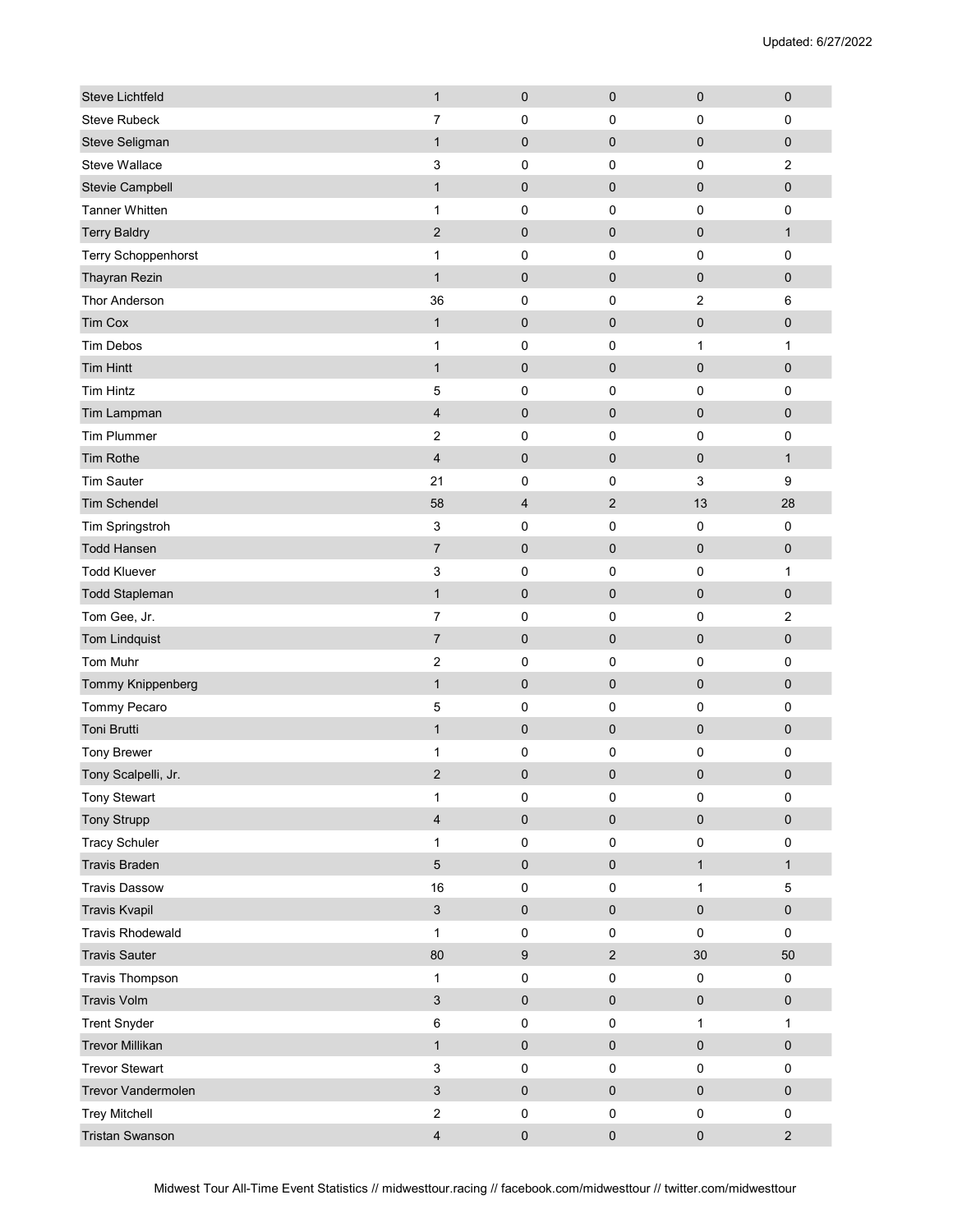| | | | | | |
|---|---|---|---|---|---|
| Steve Lichtfeld | 1 | 0 | 0 | 0 | 0 |
| Steve Rubeck | 7 | 0 | 0 | 0 | 0 |
| Steve Seligman | 1 | 0 | 0 | 0 | 0 |
| Steve Wallace | 3 | 0 | 0 | 0 | 2 |
| Stevie Campbell | 1 | 0 | 0 | 0 | 0 |
| Tanner Whitten | 1 | 0 | 0 | 0 | 0 |
| Terry Baldry | 2 | 0 | 0 | 0 | 1 |
| Terry Schoppenhorst | 1 | 0 | 0 | 0 | 0 |
| Thayran Rezin | 1 | 0 | 0 | 0 | 0 |
| Thor Anderson | 36 | 0 | 0 | 2 | 6 |
| Tim Cox | 1 | 0 | 0 | 0 | 0 |
| Tim Debos | 1 | 0 | 0 | 1 | 1 |
| Tim Hintt | 1 | 0 | 0 | 0 | 0 |
| Tim Hintz | 5 | 0 | 0 | 0 | 0 |
| Tim Lampman | 4 | 0 | 0 | 0 | 0 |
| Tim Plummer | 2 | 0 | 0 | 0 | 0 |
| Tim Rothe | 4 | 0 | 0 | 0 | 1 |
| Tim Sauter | 21 | 0 | 0 | 3 | 9 |
| Tim Schendel | 58 | 4 | 2 | 13 | 28 |
| Tim Springstroh | 3 | 0 | 0 | 0 | 0 |
| Todd Hansen | 7 | 0 | 0 | 0 | 0 |
| Todd Kluever | 3 | 0 | 0 | 0 | 1 |
| Todd Stapleman | 1 | 0 | 0 | 0 | 0 |
| Tom Gee, Jr. | 7 | 0 | 0 | 0 | 2 |
| Tom Lindquist | 7 | 0 | 0 | 0 | 0 |
| Tom Muhr | 2 | 0 | 0 | 0 | 0 |
| Tommy Knippenberg | 1 | 0 | 0 | 0 | 0 |
| Tommy Pecaro | 5 | 0 | 0 | 0 | 0 |
| Toni Brutti | 1 | 0 | 0 | 0 | 0 |
| Tony Brewer | 1 | 0 | 0 | 0 | 0 |
| Tony Scalpelli, Jr. | 2 | 0 | 0 | 0 | 0 |
| Tony Stewart | 1 | 0 | 0 | 0 | 0 |
| Tony Strupp | 4 | 0 | 0 | 0 | 0 |
| Tracy Schuler | 1 | 0 | 0 | 0 | 0 |
| Travis Braden | 5 | 0 | 0 | 1 | 1 |
| Travis Dassow | 16 | 0 | 0 | 1 | 5 |
| Travis Kvapil | 3 | 0 | 0 | 0 | 0 |
| Travis Rhodewald | 1 | 0 | 0 | 0 | 0 |
| Travis Sauter | 80 | 9 | 2 | 30 | 50 |
| Travis Thompson | 1 | 0 | 0 | 0 | 0 |
| Travis Volm | 3 | 0 | 0 | 0 | 0 |
| Trent Snyder | 6 | 0 | 0 | 1 | 1 |
| Trevor Millikan | 1 | 0 | 0 | 0 | 0 |
| Trevor Stewart | 3 | 0 | 0 | 0 | 0 |
| Trevor Vandermolen | 3 | 0 | 0 | 0 | 0 |
| Trey Mitchell | 2 | 0 | 0 | 0 | 0 |
| Tristan Swanson | 4 | 0 | 0 | 0 | 2 |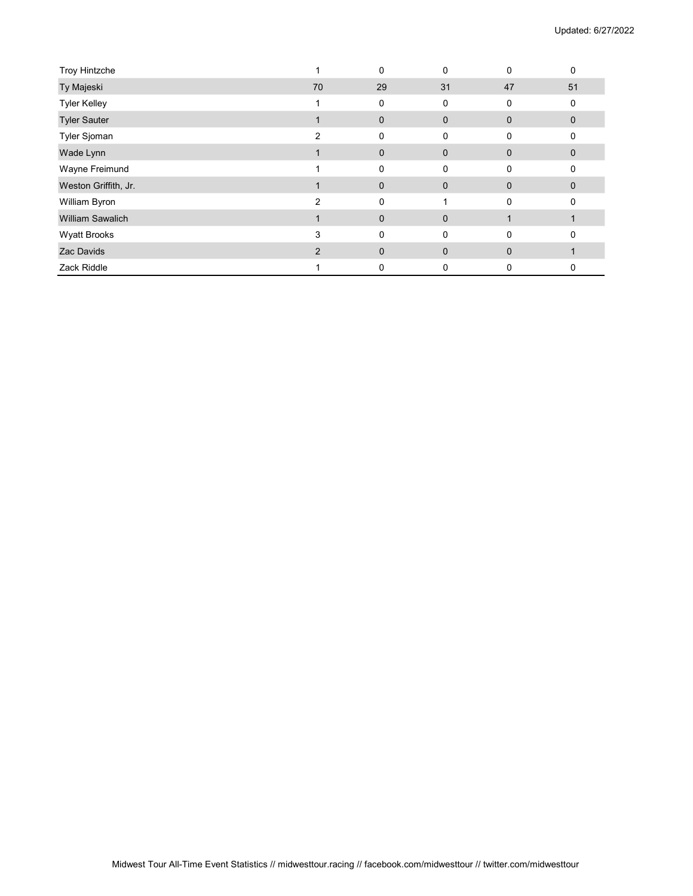| | | | | | |
|---|---|---|---|---|---|
| Troy Hintzche | 1 | 0 | 0 | 0 | 0 |
| Ty Majeski | 70 | 29 | 31 | 47 | 51 |
| Tyler Kelley | 1 | 0 | 0 | 0 | 0 |
| Tyler Sauter | 1 | 0 | 0 | 0 | 0 |
| Tyler Sjoman | 2 | 0 | 0 | 0 | 0 |
| Wade Lynn | 1 | 0 | 0 | 0 | 0 |
| Wayne Freimund | 1 | 0 | 0 | 0 | 0 |
| Weston Griffith, Jr. | 1 | 0 | 0 | 0 | 0 |
| William Byron | 2 | 0 | 1 | 0 | 0 |
| William Sawalich | 1 | 0 | 0 | 1 | 1 |
| Wyatt Brooks | 3 | 0 | 0 | 0 | 0 |
| Zac Davids | 2 | 0 | 0 | 0 | 1 |
| Zack Riddle | 1 | 0 | 0 | 0 | 0 |